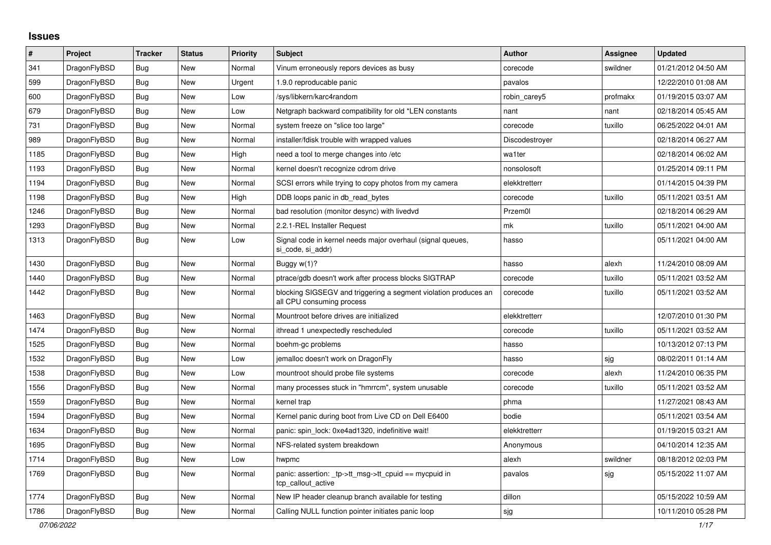# Issues

| # | Project | Tracker | Status | Priority | Subject | Author | Assignee | Updated |
|---|---|---|---|---|---|---|---|---|
| 341 | DragonFlyBSD | Bug | New | Normal | Vinum erroneously repors devices as busy | corecode | swildner | 01/21/2012 04:50 AM |
| 599 | DragonFlyBSD | Bug | New | Urgent | 1.9.0 reproducable panic | pavalos | | 12/22/2010 01:08 AM |
| 600 | DragonFlyBSD | Bug | New | Low | /sys/libkern/karc4random | robin_carey5 | profmakx | 01/19/2015 03:07 AM |
| 679 | DragonFlyBSD | Bug | New | Low | Netgraph backward compatibility for old *LEN constants | nant | nant | 02/18/2014 05:45 AM |
| 731 | DragonFlyBSD | Bug | New | Normal | system freeze on "slice too large" | corecode | tuxillo | 06/25/2022 04:01 AM |
| 989 | DragonFlyBSD | Bug | New | Normal | installer/fdisk trouble with wrapped values | Discodestroyer | | 02/18/2014 06:27 AM |
| 1185 | DragonFlyBSD | Bug | New | High | need a tool to merge changes into /etc | wa1ter | | 02/18/2014 06:02 AM |
| 1193 | DragonFlyBSD | Bug | New | Normal | kernel doesn't recognize cdrom drive | nonsolosoft | | 01/25/2014 09:11 PM |
| 1194 | DragonFlyBSD | Bug | New | Normal | SCSI errors while trying to copy photos from my camera | elekktretterr | | 01/14/2015 04:39 PM |
| 1198 | DragonFlyBSD | Bug | New | High | DDB loops panic in db_read_bytes | corecode | tuxillo | 05/11/2021 03:51 AM |
| 1246 | DragonFlyBSD | Bug | New | Normal | bad resolution (monitor desync) with livedvd | Przem0l | | 02/18/2014 06:29 AM |
| 1293 | DragonFlyBSD | Bug | New | Normal | 2.2.1-REL Installer Request | mk | tuxillo | 05/11/2021 04:00 AM |
| 1313 | DragonFlyBSD | Bug | New | Low | Signal code in kernel needs major overhaul (signal queues, si_code, si_addr) | hasso | | 05/11/2021 04:00 AM |
| 1430 | DragonFlyBSD | Bug | New | Normal | Buggy w(1)? | hasso | alexh | 11/24/2010 08:09 AM |
| 1440 | DragonFlyBSD | Bug | New | Normal | ptrace/gdb doesn't work after process blocks SIGTRAP | corecode | tuxillo | 05/11/2021 03:52 AM |
| 1442 | DragonFlyBSD | Bug | New | Normal | blocking SIGSEGV and triggering a segment violation produces an all CPU consuming process | corecode | tuxillo | 05/11/2021 03:52 AM |
| 1463 | DragonFlyBSD | Bug | New | Normal | Mountroot before drives are initialized | elekktretterr | | 12/07/2010 01:30 PM |
| 1474 | DragonFlyBSD | Bug | New | Normal | ithread 1 unexpectedly rescheduled | corecode | tuxillo | 05/11/2021 03:52 AM |
| 1525 | DragonFlyBSD | Bug | New | Normal | boehm-gc problems | hasso | | 10/13/2012 07:13 PM |
| 1532 | DragonFlyBSD | Bug | New | Low | jemalloc doesn't work on DragonFly | hasso | sjg | 08/02/2011 01:14 AM |
| 1538 | DragonFlyBSD | Bug | New | Low | mountroot should probe file systems | corecode | alexh | 11/24/2010 06:35 PM |
| 1556 | DragonFlyBSD | Bug | New | Normal | many processes stuck in "hmrrcm", system unusable | corecode | tuxillo | 05/11/2021 03:52 AM |
| 1559 | DragonFlyBSD | Bug | New | Normal | kernel trap | phma | | 11/27/2021 08:43 AM |
| 1594 | DragonFlyBSD | Bug | New | Normal | Kernel panic during boot from Live CD on Dell E6400 | bodie | | 05/11/2021 03:54 AM |
| 1634 | DragonFlyBSD | Bug | New | Normal | panic: spin_lock: 0xe4ad1320, indefinitive wait! | elekktretterr | | 01/19/2015 03:21 AM |
| 1695 | DragonFlyBSD | Bug | New | Normal | NFS-related system breakdown | Anonymous | | 04/10/2014 12:35 AM |
| 1714 | DragonFlyBSD | Bug | New | Low | hwpmc | alexh | swildner | 08/18/2012 02:03 PM |
| 1769 | DragonFlyBSD | Bug | New | Normal | panic: assertion: _tp->tt_msg->tt_cpuid == mycpuid in tcp_callout_active | pavalos | sjg | 05/15/2022 11:07 AM |
| 1774 | DragonFlyBSD | Bug | New | Normal | New IP header cleanup branch available for testing | dillon | | 05/15/2022 10:59 AM |
| 1786 | DragonFlyBSD | Bug | New | Normal | Calling NULL function pointer initiates panic loop | sjg | | 10/11/2010 05:28 PM |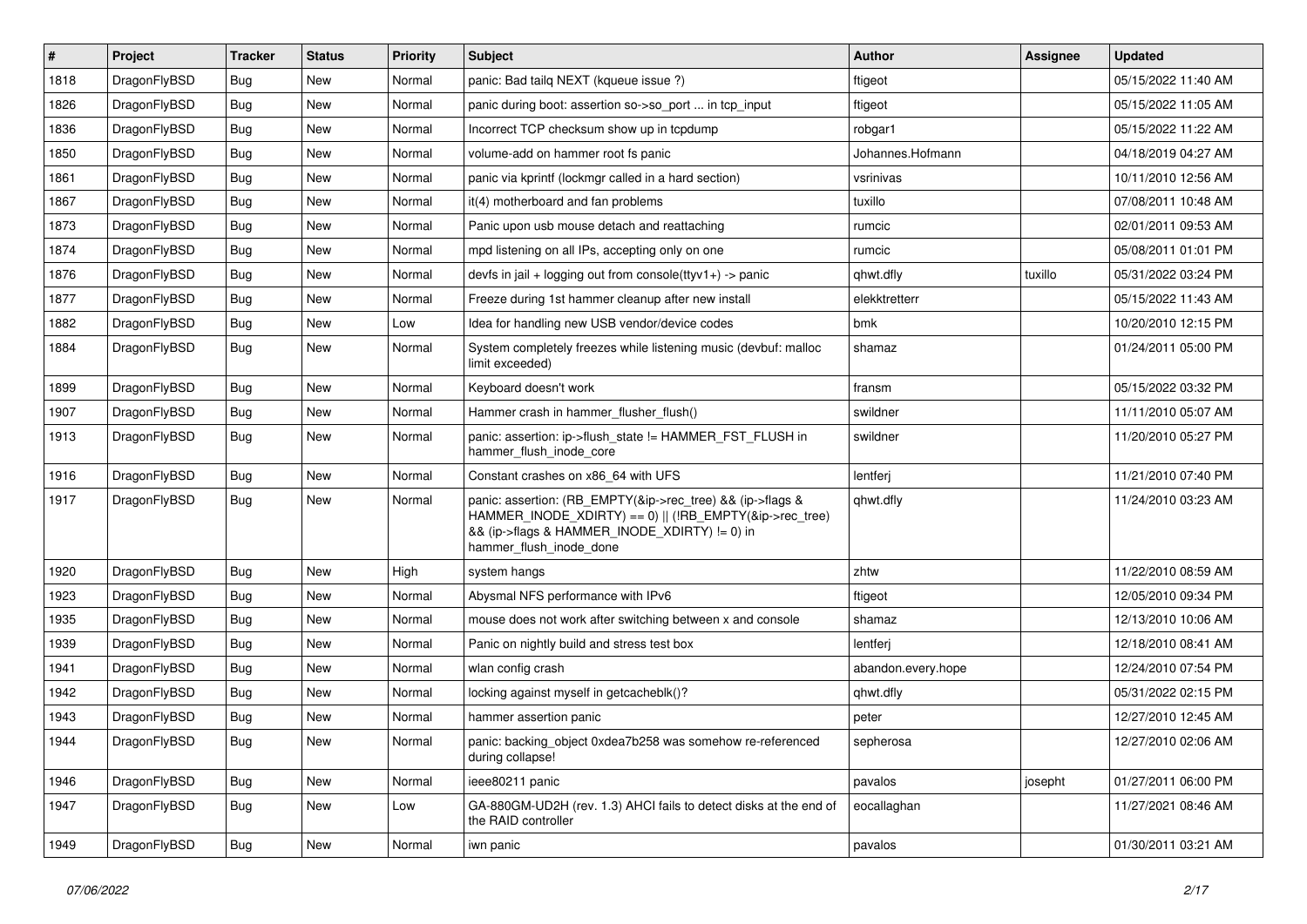| # | Project | Tracker | Status | Priority | Subject | Author | Assignee | Updated |
|---|---|---|---|---|---|---|---|---|
| 1818 | DragonFlyBSD | Bug | New | Normal | panic: Bad tailq NEXT (kqueue issue ?) | ftigeot | | 05/15/2022 11:40 AM |
| 1826 | DragonFlyBSD | Bug | New | Normal | panic during boot: assertion so->so_port ... in tcp_input | ftigeot | | 05/15/2022 11:05 AM |
| 1836 | DragonFlyBSD | Bug | New | Normal | Incorrect TCP checksum show up in tcpdump | robgar1 | | 05/15/2022 11:22 AM |
| 1850 | DragonFlyBSD | Bug | New | Normal | volume-add on hammer root fs panic | Johannes.Hofmann | | 04/18/2019 04:27 AM |
| 1861 | DragonFlyBSD | Bug | New | Normal | panic via kprintf (lockmgr called in a hard section) | vsrinivas | | 10/11/2010 12:56 AM |
| 1867 | DragonFlyBSD | Bug | New | Normal | it(4) motherboard and fan problems | tuxillo | | 07/08/2011 10:48 AM |
| 1873 | DragonFlyBSD | Bug | New | Normal | Panic upon usb mouse detach and reattaching | rumcic | | 02/01/2011 09:53 AM |
| 1874 | DragonFlyBSD | Bug | New | Normal | mpd listening on all IPs, accepting only on one | rumcic | | 05/08/2011 01:01 PM |
| 1876 | DragonFlyBSD | Bug | New | Normal | devfs in jail + logging out from console(ttyv1+) -> panic | qhwt.dfly | tuxillo | 05/31/2022 03:24 PM |
| 1877 | DragonFlyBSD | Bug | New | Normal | Freeze during 1st hammer cleanup after new install | elekktretterr | | 05/15/2022 11:43 AM |
| 1882 | DragonFlyBSD | Bug | New | Low | Idea for handling new USB vendor/device codes | bmk | | 10/20/2010 12:15 PM |
| 1884 | DragonFlyBSD | Bug | New | Normal | System completely freezes while listening music (devbuf: malloc limit exceeded) | shamaz | | 01/24/2011 05:00 PM |
| 1899 | DragonFlyBSD | Bug | New | Normal | Keyboard doesn't work | fransm | | 05/15/2022 03:32 PM |
| 1907 | DragonFlyBSD | Bug | New | Normal | Hammer crash in hammer_flusher_flush() | swildner | | 11/11/2010 05:07 AM |
| 1913 | DragonFlyBSD | Bug | New | Normal | panic: assertion: ip->flush_state != HAMMER_FST_FLUSH in hammer_flush_inode_core | swildner | | 11/20/2010 05:27 PM |
| 1916 | DragonFlyBSD | Bug | New | Normal | Constant crashes on x86_64 with UFS | lentferj | | 11/21/2010 07:40 PM |
| 1917 | DragonFlyBSD | Bug | New | Normal | panic: assertion: (RB_EMPTY(&ip->rec_tree) && (ip->flags & HAMMER_INODE_XDIRTY) == 0) \|\| (!RB_EMPTY(&ip->rec_tree) && (ip->flags & HAMMER_INODE_XDIRTY) != 0) in hammer_flush_inode_done | qhwt.dfly | | 11/24/2010 03:23 AM |
| 1920 | DragonFlyBSD | Bug | New | High | system hangs | zhtw | | 11/22/2010 08:59 AM |
| 1923 | DragonFlyBSD | Bug | New | Normal | Abysmal NFS performance with IPv6 | ftigeot | | 12/05/2010 09:34 PM |
| 1935 | DragonFlyBSD | Bug | New | Normal | mouse does not work after switching between x and console | shamaz | | 12/13/2010 10:06 AM |
| 1939 | DragonFlyBSD | Bug | New | Normal | Panic on nightly build and stress test box | lentferj | | 12/18/2010 08:41 AM |
| 1941 | DragonFlyBSD | Bug | New | Normal | wlan config crash | abandon.every.hope | | 12/24/2010 07:54 PM |
| 1942 | DragonFlyBSD | Bug | New | Normal | locking against myself in getcacheblk()? | qhwt.dfly | | 05/31/2022 02:15 PM |
| 1943 | DragonFlyBSD | Bug | New | Normal | hammer assertion panic | peter | | 12/27/2010 12:45 AM |
| 1944 | DragonFlyBSD | Bug | New | Normal | panic: backing_object 0xdea7b258 was somehow re-referenced during collapse! | sepherosa | | 12/27/2010 02:06 AM |
| 1946 | DragonFlyBSD | Bug | New | Normal | ieee80211 panic | pavalos | josepht | 01/27/2011 06:00 PM |
| 1947 | DragonFlyBSD | Bug | New | Low | GA-880GM-UD2H (rev. 1.3) AHCI fails to detect disks at the end of the RAID controller | eocallaghan | | 11/27/2021 08:46 AM |
| 1949 | DragonFlyBSD | Bug | New | Normal | iwn panic | pavalos | | 01/30/2011 03:21 AM |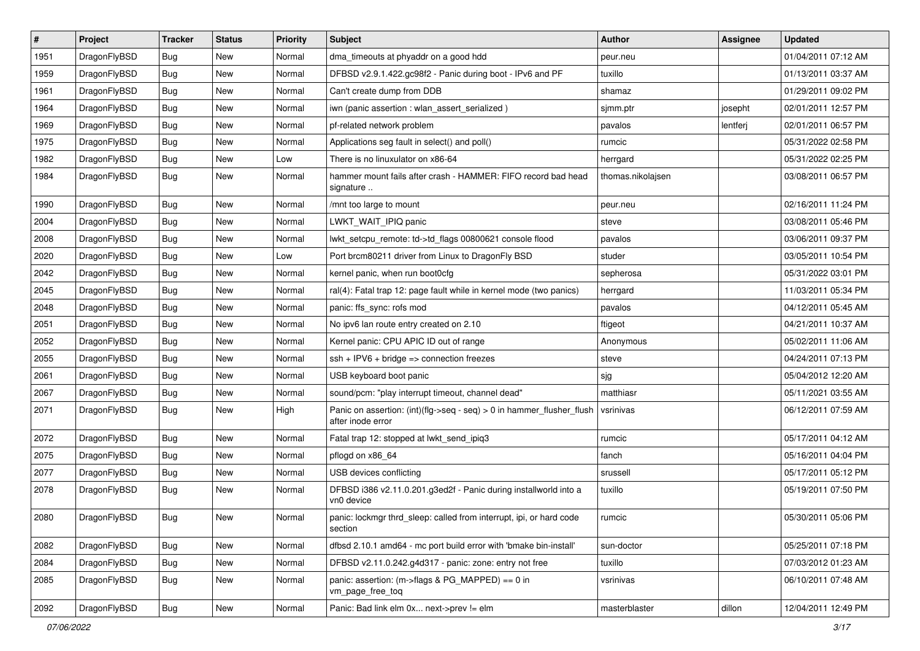| # | Project | Tracker | Status | Priority | Subject | Author | Assignee | Updated |
| --- | --- | --- | --- | --- | --- | --- | --- | --- |
| 1951 | DragonFlyBSD | Bug | New | Normal | dma_timeouts at phyaddr on a good hdd | peur.neu | | 01/04/2011 07:12 AM |
| 1959 | DragonFlyBSD | Bug | New | Normal | DFBSD v2.9.1.422.gc98f2 - Panic during boot - IPv6 and PF | tuxillo | | 01/13/2011 03:37 AM |
| 1961 | DragonFlyBSD | Bug | New | Normal | Can't create dump from DDB | shamaz | | 01/29/2011 09:02 PM |
| 1964 | DragonFlyBSD | Bug | New | Normal | iwn (panic assertion : wlan_assert_serialized ) | sjmm.ptr | josepht | 02/01/2011 12:57 PM |
| 1969 | DragonFlyBSD | Bug | New | Normal | pf-related network problem | pavalos | lentferj | 02/01/2011 06:57 PM |
| 1975 | DragonFlyBSD | Bug | New | Normal | Applications seg fault in select() and poll() | rumcic | | 05/31/2022 02:58 PM |
| 1982 | DragonFlyBSD | Bug | New | Low | There is no linuxulator on x86-64 | herrgard | | 05/31/2022 02:25 PM |
| 1984 | DragonFlyBSD | Bug | New | Normal | hammer mount fails after crash - HAMMER: FIFO record bad head signature .. | thomas.nikolajsen | | 03/08/2011 06:57 PM |
| 1990 | DragonFlyBSD | Bug | New | Normal | /mnt too large to mount | peur.neu | | 02/16/2011 11:24 PM |
| 2004 | DragonFlyBSD | Bug | New | Normal | LWKT_WAIT_IPIQ panic | steve | | 03/08/2011 05:46 PM |
| 2008 | DragonFlyBSD | Bug | New | Normal | lwkt_setcpu_remote: td->td_flags 00800621 console flood | pavalos | | 03/06/2011 09:37 PM |
| 2020 | DragonFlyBSD | Bug | New | Low | Port brcm80211 driver from Linux to DragonFly BSD | studer | | 03/05/2011 10:54 PM |
| 2042 | DragonFlyBSD | Bug | New | Normal | kernel panic, when run boot0cfg | sepherosa | | 05/31/2022 03:01 PM |
| 2045 | DragonFlyBSD | Bug | New | Normal | ral(4): Fatal trap 12: page fault while in kernel mode (two panics) | herrgard | | 11/03/2011 05:34 PM |
| 2048 | DragonFlyBSD | Bug | New | Normal | panic: ffs_sync: rofs mod | pavalos | | 04/12/2011 05:45 AM |
| 2051 | DragonFlyBSD | Bug | New | Normal | No ipv6 lan route entry created on 2.10 | ftigeot | | 04/21/2011 10:37 AM |
| 2052 | DragonFlyBSD | Bug | New | Normal | Kernel panic: CPU APIC ID out of range | Anonymous | | 05/02/2011 11:06 AM |
| 2055 | DragonFlyBSD | Bug | New | Normal | ssh + IPV6 + bridge => connection freezes | steve | | 04/24/2011 07:13 PM |
| 2061 | DragonFlyBSD | Bug | New | Normal | USB keyboard boot panic | sjg | | 05/04/2012 12:20 AM |
| 2067 | DragonFlyBSD | Bug | New | Normal | sound/pcm: "play interrupt timeout, channel dead" | matthiasr | | 05/11/2021 03:55 AM |
| 2071 | DragonFlyBSD | Bug | New | High | Panic on assertion: (int)(flg->seq - seq) > 0 in hammer_flusher_flush after inode error | vsrinivas | | 06/12/2011 07:59 AM |
| 2072 | DragonFlyBSD | Bug | New | Normal | Fatal trap 12: stopped at lwkt_send_ipiq3 | rumcic | | 05/17/2011 04:12 AM |
| 2075 | DragonFlyBSD | Bug | New | Normal | pflogd on x86_64 | fanch | | 05/16/2011 04:04 PM |
| 2077 | DragonFlyBSD | Bug | New | Normal | USB devices conflicting | srussell | | 05/17/2011 05:12 PM |
| 2078 | DragonFlyBSD | Bug | New | Normal | DFBSD i386 v2.11.0.201.g3ed2f - Panic during installworld into a vn0 device | tuxillo | | 05/19/2011 07:50 PM |
| 2080 | DragonFlyBSD | Bug | New | Normal | panic: lockmgr thrd_sleep: called from interrupt, ipi, or hard code section | rumcic | | 05/30/2011 05:06 PM |
| 2082 | DragonFlyBSD | Bug | New | Normal | dfbsd 2.10.1 amd64 - mc port build error with 'bmake bin-install' | sun-doctor | | 05/25/2011 07:18 PM |
| 2084 | DragonFlyBSD | Bug | New | Normal | DFBSD v2.11.0.242.g4d317 - panic: zone: entry not free | tuxillo | | 07/03/2012 01:23 AM |
| 2085 | DragonFlyBSD | Bug | New | Normal | panic: assertion: (m->flags & PG_MAPPED) == 0 in vm_page_free_toq | vsrinivas | | 06/10/2011 07:48 AM |
| 2092 | DragonFlyBSD | Bug | New | Normal | Panic: Bad link elm 0x... next->prev != elm | masterblaster | dillon | 12/04/2011 12:49 PM |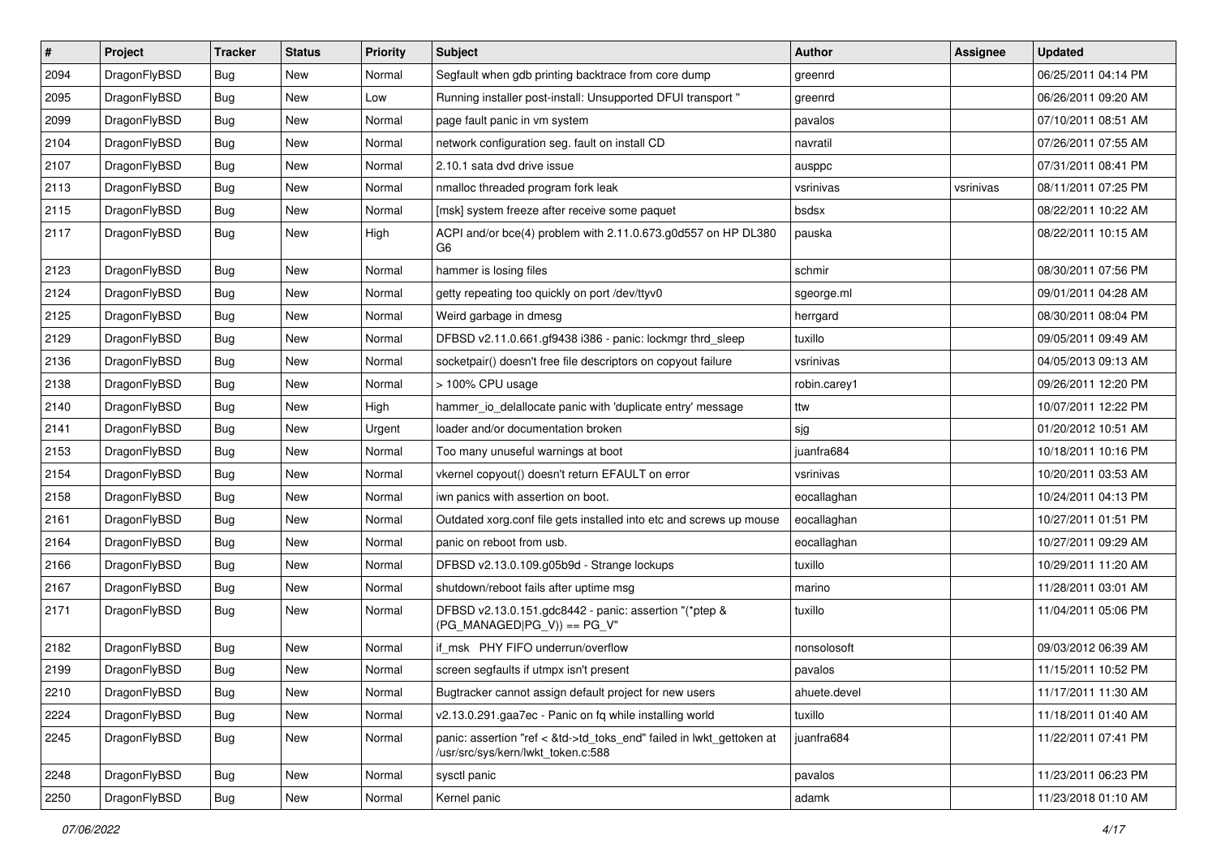| # | Project | Tracker | Status | Priority | Subject | Author | Assignee | Updated |
|---|---|---|---|---|---|---|---|---|
| 2094 | DragonFlyBSD | Bug | New | Normal | Segfault when gdb printing backtrace from core dump | greenrd | | 06/25/2011 04:14 PM |
| 2095 | DragonFlyBSD | Bug | New | Low | Running installer post-install: Unsupported DFUI transport " | greenrd | | 06/26/2011 09:20 AM |
| 2099 | DragonFlyBSD | Bug | New | Normal | page fault panic in vm system | pavalos | | 07/10/2011 08:51 AM |
| 2104 | DragonFlyBSD | Bug | New | Normal | network configuration seg. fault on install CD | navratil | | 07/26/2011 07:55 AM |
| 2107 | DragonFlyBSD | Bug | New | Normal | 2.10.1 sata dvd drive issue | ausppc | | 07/31/2011 08:41 PM |
| 2113 | DragonFlyBSD | Bug | New | Normal | nmalloc threaded program fork leak | vsrinivas | vsrinivas | 08/11/2011 07:25 PM |
| 2115 | DragonFlyBSD | Bug | New | Normal | [msk] system freeze after receive some paquet | bsdsx | | 08/22/2011 10:22 AM |
| 2117 | DragonFlyBSD | Bug | New | High | ACPI and/or bce(4) problem with 2.11.0.673.g0d557 on HP DL380 G6 | pauska | | 08/22/2011 10:15 AM |
| 2123 | DragonFlyBSD | Bug | New | Normal | hammer is losing files | schmir | | 08/30/2011 07:56 PM |
| 2124 | DragonFlyBSD | Bug | New | Normal | getty repeating too quickly on port /dev/ttyv0 | sgeorge.ml | | 09/01/2011 04:28 AM |
| 2125 | DragonFlyBSD | Bug | New | Normal | Weird garbage in dmesg | herrgard | | 08/30/2011 08:04 PM |
| 2129 | DragonFlyBSD | Bug | New | Normal | DFBSD v2.11.0.661.gf9438 i386 - panic: lockmgr thrd_sleep | tuxillo | | 09/05/2011 09:49 AM |
| 2136 | DragonFlyBSD | Bug | New | Normal | socketpair() doesn't free file descriptors on copyout failure | vsrinivas | | 04/05/2013 09:13 AM |
| 2138 | DragonFlyBSD | Bug | New | Normal | > 100% CPU usage | robin.carey1 | | 09/26/2011 12:20 PM |
| 2140 | DragonFlyBSD | Bug | New | High | hammer_io_delallocate panic with 'duplicate entry' message | ttw | | 10/07/2011 12:22 PM |
| 2141 | DragonFlyBSD | Bug | New | Urgent | loader and/or documentation broken | sjg | | 01/20/2012 10:51 AM |
| 2153 | DragonFlyBSD | Bug | New | Normal | Too many unuseful warnings at boot | juanfra684 | | 10/18/2011 10:16 PM |
| 2154 | DragonFlyBSD | Bug | New | Normal | vkernel copyout() doesn't return EFAULT on error | vsrinivas | | 10/20/2011 03:53 AM |
| 2158 | DragonFlyBSD | Bug | New | Normal | iwn panics with assertion on boot. | eocallaghan | | 10/24/2011 04:13 PM |
| 2161 | DragonFlyBSD | Bug | New | Normal | Outdated xorg.conf file gets installed into etc and screws up mouse | eocallaghan | | 10/27/2011 01:51 PM |
| 2164 | DragonFlyBSD | Bug | New | Normal | panic on reboot from usb. | eocallaghan | | 10/27/2011 09:29 AM |
| 2166 | DragonFlyBSD | Bug | New | Normal | DFBSD v2.13.0.109.g05b9d - Strange lockups | tuxillo | | 10/29/2011 11:20 AM |
| 2167 | DragonFlyBSD | Bug | New | Normal | shutdown/reboot fails after uptime msg | marino | | 11/28/2011 03:01 AM |
| 2171 | DragonFlyBSD | Bug | New | Normal | DFBSD v2.13.0.151.gdc8442 - panic: assertion "(*ptep & (PG_MANAGED\|PG_V)) == PG_V" | tuxillo | | 11/04/2011 05:06 PM |
| 2182 | DragonFlyBSD | Bug | New | Normal | if_msk PHY FIFO underrun/overflow | nonsolosoft | | 09/03/2012 06:39 AM |
| 2199 | DragonFlyBSD | Bug | New | Normal | screen segfaults if utmpx isn't present | pavalos | | 11/15/2011 10:52 PM |
| 2210 | DragonFlyBSD | Bug | New | Normal | Bugtracker cannot assign default project for new users | ahuete.devel | | 11/17/2011 11:30 AM |
| 2224 | DragonFlyBSD | Bug | New | Normal | v2.13.0.291.gaa7ec - Panic on fq while installing world | tuxillo | | 11/18/2011 01:40 AM |
| 2245 | DragonFlyBSD | Bug | New | Normal | panic: assertion "ref < &td->td_toks_end" failed in lwkt_gettoken at /usr/src/sys/kern/lwkt_token.c:588 | juanfra684 | | 11/22/2011 07:41 PM |
| 2248 | DragonFlyBSD | Bug | New | Normal | sysctl panic | pavalos | | 11/23/2011 06:23 PM |
| 2250 | DragonFlyBSD | Bug | New | Normal | Kernel panic | adamk | | 11/23/2018 01:10 AM |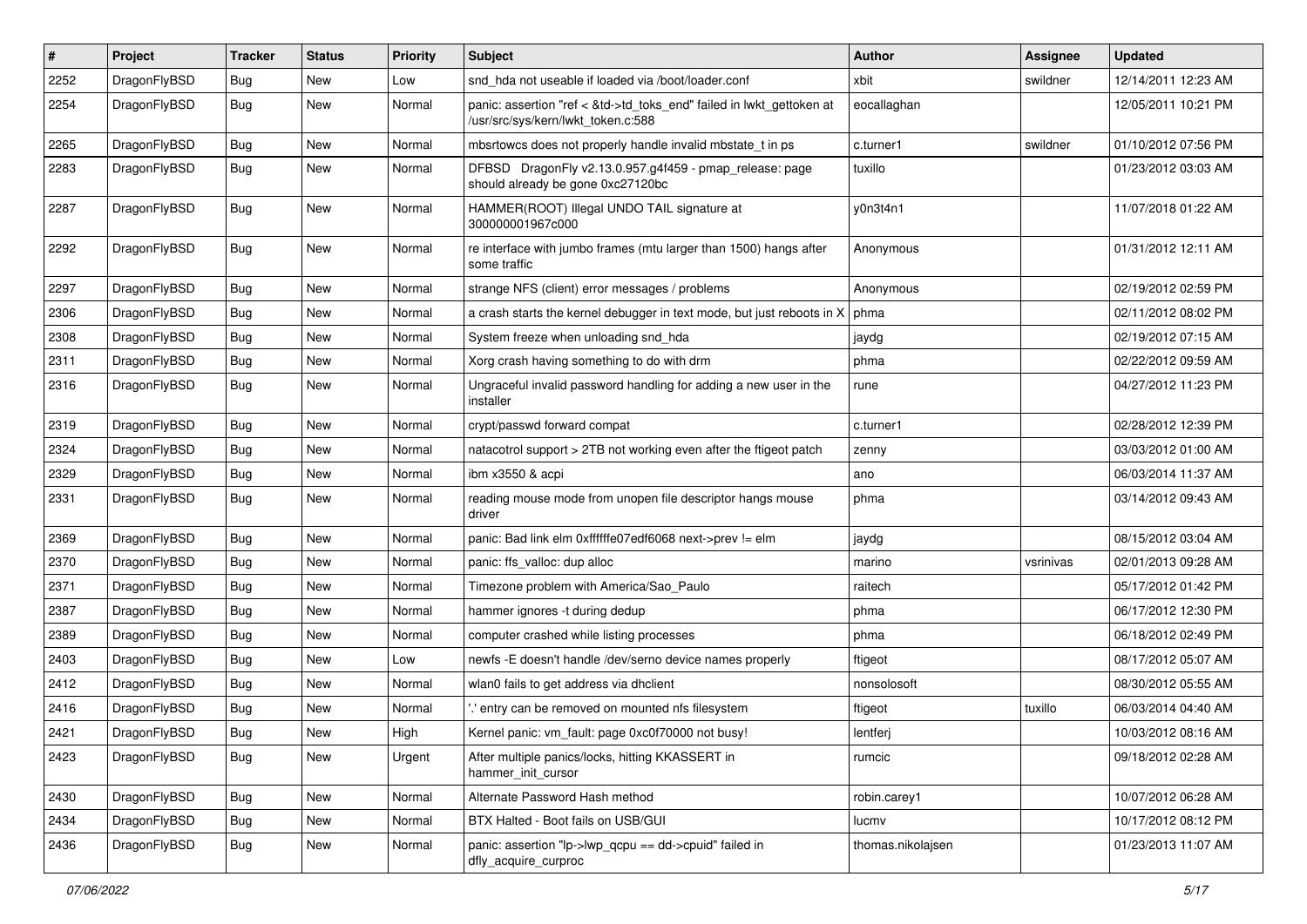| # | Project | Tracker | Status | Priority | Subject | Author | Assignee | Updated |
|---|---|---|---|---|---|---|---|---|
| 2252 | DragonFlyBSD | Bug | New | Low | snd_hda not useable if loaded via /boot/loader.conf | xbit | swildner | 12/14/2011 12:23 AM |
| 2254 | DragonFlyBSD | Bug | New | Normal | panic: assertion "ref < &td->td_toks_end" failed in lwkt_gettoken at /usr/src/sys/kern/lwkt_token.c:588 | eocallaghan | | 12/05/2011 10:21 PM |
| 2265 | DragonFlyBSD | Bug | New | Normal | mbsrtowcs does not properly handle invalid mbstate_t in ps | c.turner1 | swildner | 01/10/2012 07:56 PM |
| 2283 | DragonFlyBSD | Bug | New | Normal | DFBSD DragonFly v2.13.0.957.g4f459 - pmap_release: page should already be gone 0xc27120bc | tuxillo | | 01/23/2012 03:03 AM |
| 2287 | DragonFlyBSD | Bug | New | Normal | HAMMER(ROOT) Illegal UNDO TAIL signature at 300000001967c000 | y0n3t4n1 | | 11/07/2018 01:22 AM |
| 2292 | DragonFlyBSD | Bug | New | Normal | re interface with jumbo frames (mtu larger than 1500) hangs after some traffic | Anonymous | | 01/31/2012 12:11 AM |
| 2297 | DragonFlyBSD | Bug | New | Normal | strange NFS (client) error messages / problems | Anonymous | | 02/19/2012 02:59 PM |
| 2306 | DragonFlyBSD | Bug | New | Normal | a crash starts the kernel debugger in text mode, but just reboots in X | phma | | 02/11/2012 08:02 PM |
| 2308 | DragonFlyBSD | Bug | New | Normal | System freeze when unloading snd_hda | jaydg | | 02/19/2012 07:15 AM |
| 2311 | DragonFlyBSD | Bug | New | Normal | Xorg crash having something to do with drm | phma | | 02/22/2012 09:59 AM |
| 2316 | DragonFlyBSD | Bug | New | Normal | Ungraceful invalid password handling for adding a new user in the installer | rune | | 04/27/2012 11:23 PM |
| 2319 | DragonFlyBSD | Bug | New | Normal | crypt/passwd forward compat | c.turner1 | | 02/28/2012 12:39 PM |
| 2324 | DragonFlyBSD | Bug | New | Normal | natacotrol support > 2TB not working even after the ftigeot patch | zenny | | 03/03/2012 01:00 AM |
| 2329 | DragonFlyBSD | Bug | New | Normal | ibm x3550 & acpi | ano | | 06/03/2014 11:37 AM |
| 2331 | DragonFlyBSD | Bug | New | Normal | reading mouse mode from unopen file descriptor hangs mouse driver | phma | | 03/14/2012 09:43 AM |
| 2369 | DragonFlyBSD | Bug | New | Normal | panic: Bad link elm 0xffffffe07edf6068 next->prev != elm | jaydg | | 08/15/2012 03:04 AM |
| 2370 | DragonFlyBSD | Bug | New | Normal | panic: ffs_valloc: dup alloc | marino | vsrinivas | 02/01/2013 09:28 AM |
| 2371 | DragonFlyBSD | Bug | New | Normal | Timezone problem with America/Sao_Paulo | raitech | | 05/17/2012 01:42 PM |
| 2387 | DragonFlyBSD | Bug | New | Normal | hammer ignores -t during dedup | phma | | 06/17/2012 12:30 PM |
| 2389 | DragonFlyBSD | Bug | New | Normal | computer crashed while listing processes | phma | | 06/18/2012 02:49 PM |
| 2403 | DragonFlyBSD | Bug | New | Low | newfs -E doesn't handle /dev/serno device names properly | ftigeot | | 08/17/2012 05:07 AM |
| 2412 | DragonFlyBSD | Bug | New | Normal | wlan0 fails to get address via dhclient | nonsolosoft | | 08/30/2012 05:55 AM |
| 2416 | DragonFlyBSD | Bug | New | Normal | '.' entry can be removed on mounted nfs filesystem | ftigeot | tuxillo | 06/03/2014 04:40 AM |
| 2421 | DragonFlyBSD | Bug | New | High | Kernel panic: vm_fault: page 0xc0f70000 not busy! | lentferj | | 10/03/2012 08:16 AM |
| 2423 | DragonFlyBSD | Bug | New | Urgent | After multiple panics/locks, hitting KKASSERT in hammer_init_cursor | rumcic | | 09/18/2012 02:28 AM |
| 2430 | DragonFlyBSD | Bug | New | Normal | Alternate Password Hash method | robin.carey1 | | 10/07/2012 06:28 AM |
| 2434 | DragonFlyBSD | Bug | New | Normal | BTX Halted - Boot fails on USB/GUI | lucmv | | 10/17/2012 08:12 PM |
| 2436 | DragonFlyBSD | Bug | New | Normal | panic: assertion "lp->lwp_qcpu == dd->cpuid" failed in dfly_acquire_curproc | thomas.nikolajsen | | 01/23/2013 11:07 AM |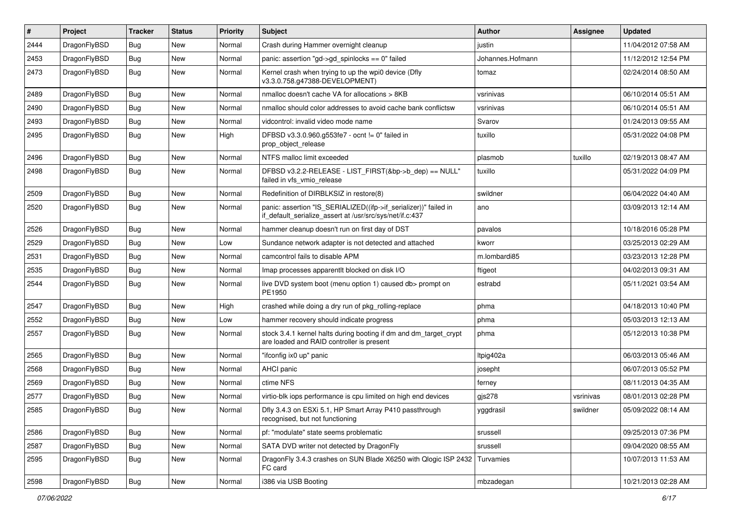| # | Project | Tracker | Status | Priority | Subject | Author | Assignee | Updated |
|---|---|---|---|---|---|---|---|---|
| 2444 | DragonFlyBSD | Bug | New | Normal | Crash during Hammer overnight cleanup | justin | | 11/04/2012 07:58 AM |
| 2453 | DragonFlyBSD | Bug | New | Normal | panic: assertion "gd->gd_spinlocks == 0" failed | Johannes.Hofmann | | 11/12/2012 12:54 PM |
| 2473 | DragonFlyBSD | Bug | New | Normal | Kernel crash when trying to up the wpi0 device (Dfly v3.3.0.758.g47388-DEVELOPMENT) | tomaz | | 02/24/2014 08:50 AM |
| 2489 | DragonFlyBSD | Bug | New | Normal | nmalloc doesn't cache VA for allocations > 8KB | vsrinivas | | 06/10/2014 05:51 AM |
| 2490 | DragonFlyBSD | Bug | New | Normal | nmalloc should color addresses to avoid cache bank conflictsw | vsrinivas | | 06/10/2014 05:51 AM |
| 2493 | DragonFlyBSD | Bug | New | Normal | vidcontrol: invalid video mode name | Svarov | | 01/24/2013 09:55 AM |
| 2495 | DragonFlyBSD | Bug | New | High | DFBSD v3.3.0.960.g553fe7 - ocnt != 0" failed in prop_object_release | tuxillo | | 05/31/2022 04:08 PM |
| 2496 | DragonFlyBSD | Bug | New | Normal | NTFS malloc limit exceeded | plasmob | tuxillo | 02/19/2013 08:47 AM |
| 2498 | DragonFlyBSD | Bug | New | Normal | DFBSD v3.2.2-RELEASE - LIST_FIRST(&bp->b_dep) == NULL" failed in vfs_vmio_release | tuxillo | | 05/31/2022 04:09 PM |
| 2509 | DragonFlyBSD | Bug | New | Normal | Redefinition of DIRBLKSIZ in restore(8) | swildner | | 06/04/2022 04:40 AM |
| 2520 | DragonFlyBSD | Bug | New | Normal | panic: assertion "IS_SERIALIZED((ifp->if_serializer))" failed in if_default_serialize_assert at /usr/src/sys/net/if.c:437 | ano | | 03/09/2013 12:14 AM |
| 2526 | DragonFlyBSD | Bug | New | Normal | hammer cleanup doesn't run on first day of DST | pavalos | | 10/18/2016 05:28 PM |
| 2529 | DragonFlyBSD | Bug | New | Low | Sundance network adapter is not detected and attached | kworr | | 03/25/2013 02:29 AM |
| 2531 | DragonFlyBSD | Bug | New | Normal | camcontrol fails to disable APM | m.lombardi85 | | 03/23/2013 12:28 PM |
| 2535 | DragonFlyBSD | Bug | New | Normal | Imap processes apparentlt blocked on disk I/O | ftigeot | | 04/02/2013 09:31 AM |
| 2544 | DragonFlyBSD | Bug | New | Normal | live DVD system boot (menu option 1) caused db> prompt on PE1950 | estrabd | | 05/11/2021 03:54 AM |
| 2547 | DragonFlyBSD | Bug | New | High | crashed while doing a dry run of pkg_rolling-replace | phma | | 04/18/2013 10:40 PM |
| 2552 | DragonFlyBSD | Bug | New | Low | hammer recovery should indicate progress | phma | | 05/03/2013 12:13 AM |
| 2557 | DragonFlyBSD | Bug | New | Normal | stock 3.4.1 kernel halts during booting if dm and dm_target_crypt are loaded and RAID controller is present | phma | | 05/12/2013 10:38 PM |
| 2565 | DragonFlyBSD | Bug | New | Normal | "ifconfig ix0 up" panic | Itpig402a | | 06/03/2013 05:46 AM |
| 2568 | DragonFlyBSD | Bug | New | Normal | AHCI panic | josepht | | 06/07/2013 05:52 PM |
| 2569 | DragonFlyBSD | Bug | New | Normal | ctime NFS | ferney | | 08/11/2013 04:35 AM |
| 2577 | DragonFlyBSD | Bug | New | Normal | virtio-blk iops performance is cpu limited on high end devices | gjs278 | vsrinivas | 08/01/2013 02:28 PM |
| 2585 | DragonFlyBSD | Bug | New | Normal | Dfly 3.4.3 on ESXi 5.1, HP Smart Array P410 passthrough recognised, but not functioning | yggdrasil | swildner | 05/09/2022 08:14 AM |
| 2586 | DragonFlyBSD | Bug | New | Normal | pf: "modulate" state seems problematic | srussell | | 09/25/2013 07:36 PM |
| 2587 | DragonFlyBSD | Bug | New | Normal | SATA DVD writer not detected by DragonFly | srussell | | 09/04/2020 08:55 AM |
| 2595 | DragonFlyBSD | Bug | New | Normal | DragonFly 3.4.3 crashes on SUN Blade X6250 with Qlogic ISP 2432 FC card | Turvamies | | 10/07/2013 11:53 AM |
| 2598 | DragonFlyBSD | Bug | New | Normal | i386 via USB Booting | mbzadegan | | 10/21/2013 02:28 AM |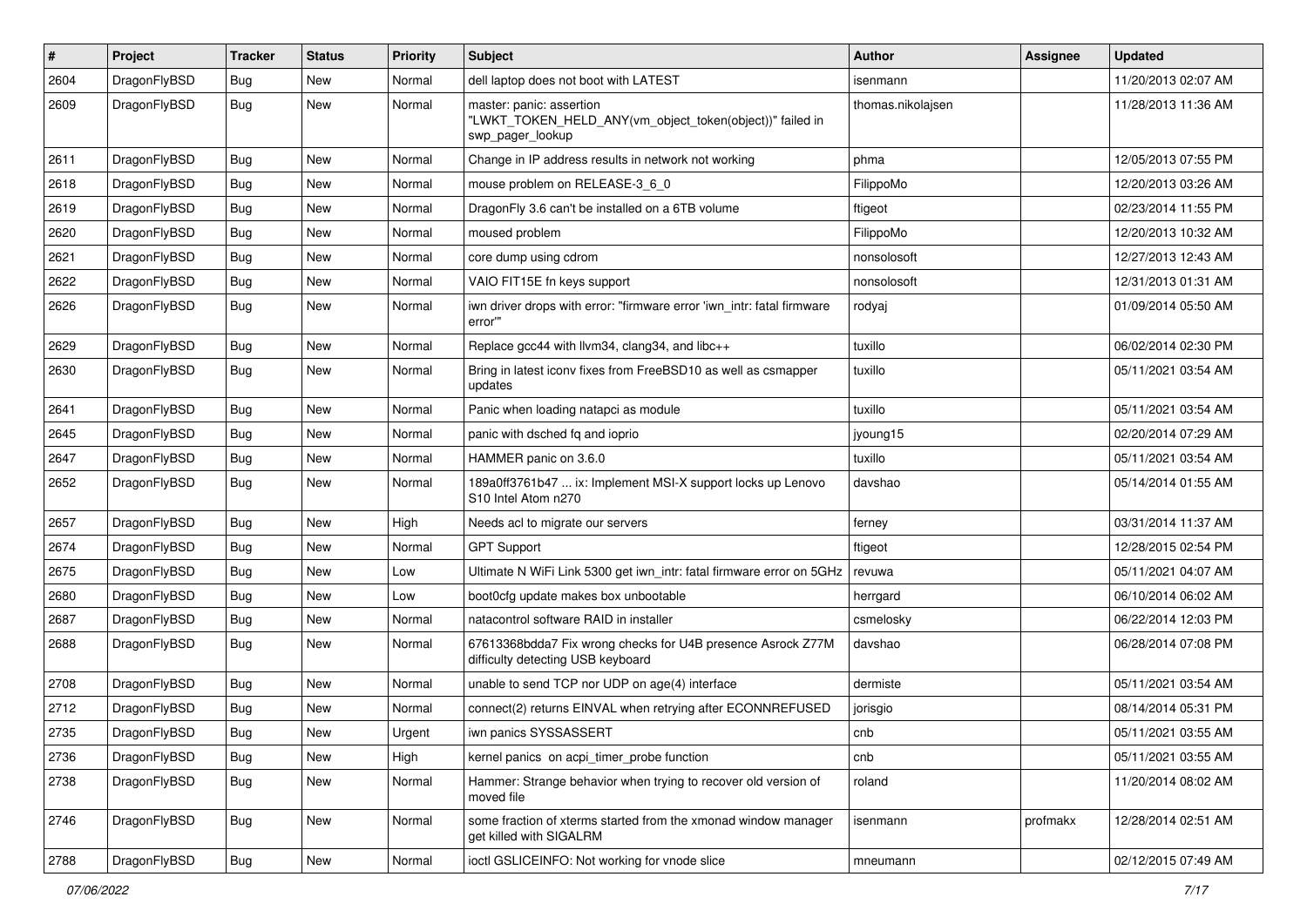| # | Project | Tracker | Status | Priority | Subject | Author | Assignee | Updated |
|---|---|---|---|---|---|---|---|---|
| 2604 | DragonFlyBSD | Bug | New | Normal | dell laptop does not boot with LATEST | isenmann | | 11/20/2013 02:07 AM |
| 2609 | DragonFlyBSD | Bug | New | Normal | master: panic: assertion "LWKT_TOKEN_HELD_ANY(vm_object_token(object))" failed in swp_pager_lookup | thomas.nikolajsen | | 11/28/2013 11:36 AM |
| 2611 | DragonFlyBSD | Bug | New | Normal | Change in IP address results in network not working | phma | | 12/05/2013 07:55 PM |
| 2618 | DragonFlyBSD | Bug | New | Normal | mouse problem on RELEASE-3_6_0 | FilippoMo | | 12/20/2013 03:26 AM |
| 2619 | DragonFlyBSD | Bug | New | Normal | DragonFly 3.6 can't be installed on a 6TB volume | ftigeot | | 02/23/2014 11:55 PM |
| 2620 | DragonFlyBSD | Bug | New | Normal | moused problem | FilippoMo | | 12/20/2013 10:32 AM |
| 2621 | DragonFlyBSD | Bug | New | Normal | core dump using cdrom | nonsolosoft | | 12/27/2013 12:43 AM |
| 2622 | DragonFlyBSD | Bug | New | Normal | VAIO FIT15E fn keys support | nonsolosoft | | 12/31/2013 01:31 AM |
| 2626 | DragonFlyBSD | Bug | New | Normal | iwn driver drops with error: "firmware error 'iwn_intr: fatal firmware error'" | rodyaj | | 01/09/2014 05:50 AM |
| 2629 | DragonFlyBSD | Bug | New | Normal | Replace gcc44 with llvm34, clang34, and libc++ | tuxillo | | 06/02/2014 02:30 PM |
| 2630 | DragonFlyBSD | Bug | New | Normal | Bring in latest iconv fixes from FreeBSD10 as well as csmapper updates | tuxillo | | 05/11/2021 03:54 AM |
| 2641 | DragonFlyBSD | Bug | New | Normal | Panic when loading natapci as module | tuxillo | | 05/11/2021 03:54 AM |
| 2645 | DragonFlyBSD | Bug | New | Normal | panic with dsched fq and ioprio | jyoung15 | | 02/20/2014 07:29 AM |
| 2647 | DragonFlyBSD | Bug | New | Normal | HAMMER panic on 3.6.0 | tuxillo | | 05/11/2021 03:54 AM |
| 2652 | DragonFlyBSD | Bug | New | Normal | 189a0ff3761b47 ... ix: Implement MSI-X support locks up Lenovo S10 Intel Atom n270 | davshao | | 05/14/2014 01:55 AM |
| 2657 | DragonFlyBSD | Bug | New | High | Needs acl to migrate our servers | ferney | | 03/31/2014 11:37 AM |
| 2674 | DragonFlyBSD | Bug | New | Normal | GPT Support | ftigeot | | 12/28/2015 02:54 PM |
| 2675 | DragonFlyBSD | Bug | New | Low | Ultimate N WiFi Link 5300 get iwn_intr: fatal firmware error on 5GHz | revuwa | | 05/11/2021 04:07 AM |
| 2680 | DragonFlyBSD | Bug | New | Low | boot0cfg update makes box unbootable | herrgard | | 06/10/2014 06:02 AM |
| 2687 | DragonFlyBSD | Bug | New | Normal | natacontrol software RAID in installer | csmelosky | | 06/22/2014 12:03 PM |
| 2688 | DragonFlyBSD | Bug | New | Normal | 67613368bdda7 Fix wrong checks for U4B presence Asrock Z77M difficulty detecting USB keyboard | davshao | | 06/28/2014 07:08 PM |
| 2708 | DragonFlyBSD | Bug | New | Normal | unable to send TCP nor UDP on age(4) interface | dermiste | | 05/11/2021 03:54 AM |
| 2712 | DragonFlyBSD | Bug | New | Normal | connect(2) returns EINVAL when retrying after ECONNREFUSED | jorisgio | | 08/14/2014 05:31 PM |
| 2735 | DragonFlyBSD | Bug | New | Urgent | iwn panics SYSSASSERT | cnb | | 05/11/2021 03:55 AM |
| 2736 | DragonFlyBSD | Bug | New | High | kernel panics on acpi_timer_probe function | cnb | | 05/11/2021 03:55 AM |
| 2738 | DragonFlyBSD | Bug | New | Normal | Hammer: Strange behavior when trying to recover old version of moved file | roland | | 11/20/2014 08:02 AM |
| 2746 | DragonFlyBSD | Bug | New | Normal | some fraction of xterms started from the xmonad window manager get killed with SIGALRM | isenmann | profmakx | 12/28/2014 02:51 AM |
| 2788 | DragonFlyBSD | Bug | New | Normal | ioctl GSLICEINFO: Not working for vnode slice | mneumann | | 02/12/2015 07:49 AM |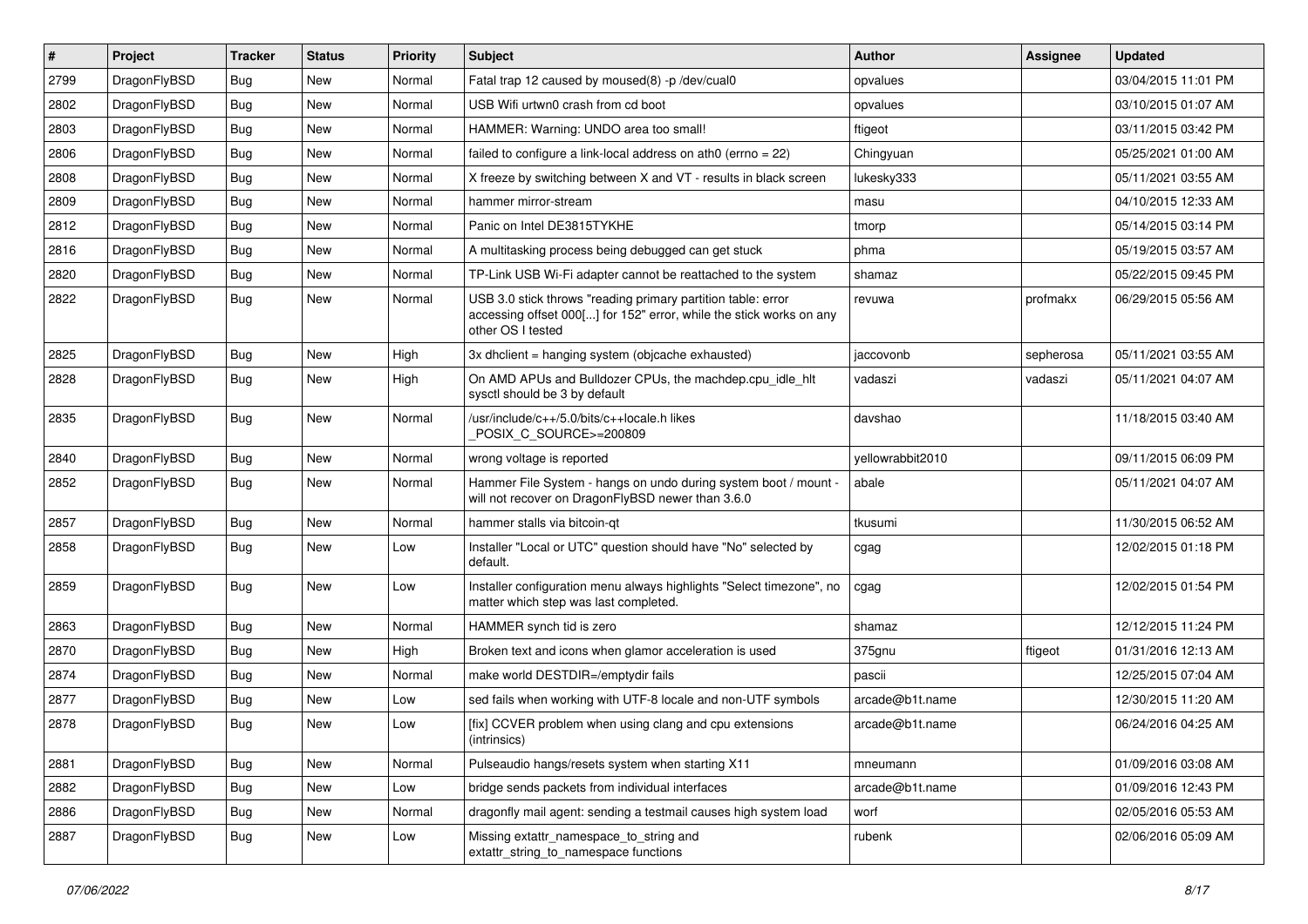| # | Project | Tracker | Status | Priority | Subject | Author | Assignee | Updated |
| --- | --- | --- | --- | --- | --- | --- | --- | --- |
| 2799 | DragonFlyBSD | Bug | New | Normal | Fatal trap 12 caused by moused(8) -p /dev/cual0 | opvalues | | 03/04/2015 11:01 PM |
| 2802 | DragonFlyBSD | Bug | New | Normal | USB Wifi urtwn0 crash from cd boot | opvalues | | 03/10/2015 01:07 AM |
| 2803 | DragonFlyBSD | Bug | New | Normal | HAMMER: Warning: UNDO area too small! | ftigeot | | 03/11/2015 03:42 PM |
| 2806 | DragonFlyBSD | Bug | New | Normal | failed to configure a link-local address on ath0 (errno = 22) | Chingyuan | | 05/25/2021 01:00 AM |
| 2808 | DragonFlyBSD | Bug | New | Normal | X freeze by switching between X and VT - results in black screen | lukesky333 | | 05/11/2021 03:55 AM |
| 2809 | DragonFlyBSD | Bug | New | Normal | hammer mirror-stream | masu | | 04/10/2015 12:33 AM |
| 2812 | DragonFlyBSD | Bug | New | Normal | Panic on Intel DE3815TYKHE | tmorp | | 05/14/2015 03:14 PM |
| 2816 | DragonFlyBSD | Bug | New | Normal | A multitasking process being debugged can get stuck | phma | | 05/19/2015 03:57 AM |
| 2820 | DragonFlyBSD | Bug | New | Normal | TP-Link USB Wi-Fi adapter cannot be reattached to the system | shamaz | | 05/22/2015 09:45 PM |
| 2822 | DragonFlyBSD | Bug | New | Normal | USB 3.0 stick throws "reading primary partition table: error accessing offset 000[...] for 152" error, while the stick works on any other OS I tested | revuwa | profmakx | 06/29/2015 05:56 AM |
| 2825 | DragonFlyBSD | Bug | New | High | 3x dhclient = hanging system (objcache exhausted) | jaccovonb | sepherosa | 05/11/2021 03:55 AM |
| 2828 | DragonFlyBSD | Bug | New | High | On AMD APUs and Bulldozer CPUs, the machdep.cpu_idle_hlt sysctl should be 3 by default | vadaszi | vadaszi | 05/11/2021 04:07 AM |
| 2835 | DragonFlyBSD | Bug | New | Normal | /usr/include/c++/5.0/bits/c++locale.h likes _POSIX_C_SOURCE>=200809 | davshao | | 11/18/2015 03:40 AM |
| 2840 | DragonFlyBSD | Bug | New | Normal | wrong voltage is reported | yellowrabbit2010 | | 09/11/2015 06:09 PM |
| 2852 | DragonFlyBSD | Bug | New | Normal | Hammer File System - hangs on undo during system boot / mount - will not recover on DragonFlyBSD newer than 3.6.0 | abale | | 05/11/2021 04:07 AM |
| 2857 | DragonFlyBSD | Bug | New | Normal | hammer stalls via bitcoin-qt | tkusumi | | 11/30/2015 06:52 AM |
| 2858 | DragonFlyBSD | Bug | New | Low | Installer "Local or UTC" question should have "No" selected by default. | cgag | | 12/02/2015 01:18 PM |
| 2859 | DragonFlyBSD | Bug | New | Low | Installer configuration menu always highlights "Select timezone", no matter which step was last completed. | cgag | | 12/02/2015 01:54 PM |
| 2863 | DragonFlyBSD | Bug | New | Normal | HAMMER synch tid is zero | shamaz | | 12/12/2015 11:24 PM |
| 2870 | DragonFlyBSD | Bug | New | High | Broken text and icons when glamor acceleration is used | 375gnu | ftigeot | 01/31/2016 12:13 AM |
| 2874 | DragonFlyBSD | Bug | New | Normal | make world DESTDIR=/emptydir fails | pascii | | 12/25/2015 07:04 AM |
| 2877 | DragonFlyBSD | Bug | New | Low | sed fails when working with UTF-8 locale and non-UTF symbols | arcade@b1t.name | | 12/30/2015 11:20 AM |
| 2878 | DragonFlyBSD | Bug | New | Low | [fix] CCVER problem when using clang and cpu extensions (intrinsics) | arcade@b1t.name | | 06/24/2016 04:25 AM |
| 2881 | DragonFlyBSD | Bug | New | Normal | Pulseaudio hangs/resets system when starting X11 | mneumann | | 01/09/2016 03:08 AM |
| 2882 | DragonFlyBSD | Bug | New | Low | bridge sends packets from individual interfaces | arcade@b1t.name | | 01/09/2016 12:43 PM |
| 2886 | DragonFlyBSD | Bug | New | Normal | dragonfly mail agent: sending a testmail causes high system load | worf | | 02/05/2016 05:53 AM |
| 2887 | DragonFlyBSD | Bug | New | Low | Missing extattr_namespace_to_string and extattr_string_to_namespace functions | rubenk | | 02/06/2016 05:09 AM |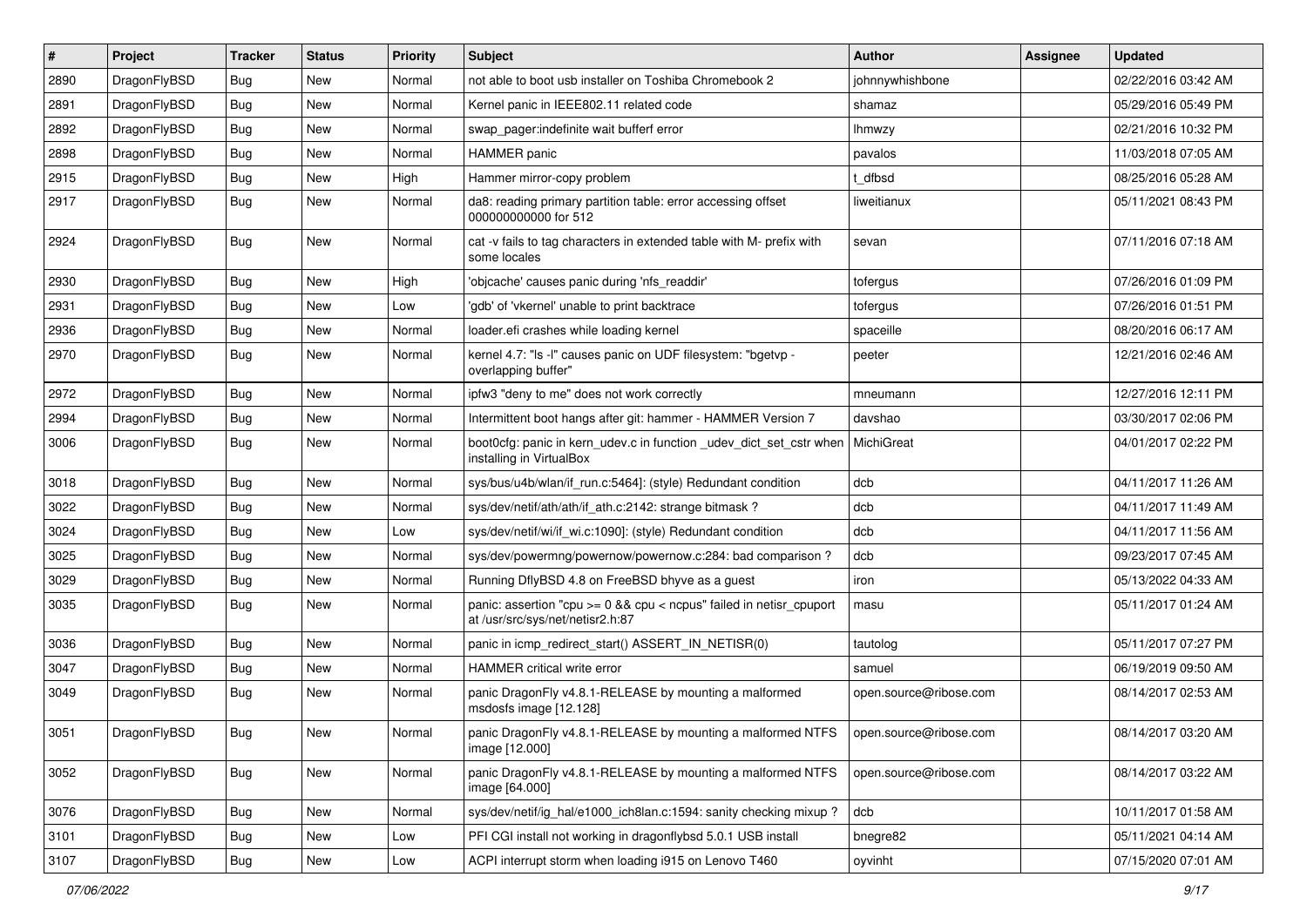| # | Project | Tracker | Status | Priority | Subject | Author | Assignee | Updated |
|---|---|---|---|---|---|---|---|---|
| 2890 | DragonFlyBSD | Bug | New | Normal | not able to boot usb installer on Toshiba Chromebook 2 | johnnywhishbone | | 02/22/2016 03:42 AM |
| 2891 | DragonFlyBSD | Bug | New | Normal | Kernel panic in IEEE802.11 related code | shamaz | | 05/29/2016 05:49 PM |
| 2892 | DragonFlyBSD | Bug | New | Normal | swap_pager:indefinite wait bufferf error | lhmwzy | | 02/21/2016 10:32 PM |
| 2898 | DragonFlyBSD | Bug | New | Normal | HAMMER panic | pavalos | | 11/03/2018 07:05 AM |
| 2915 | DragonFlyBSD | Bug | New | High | Hammer mirror-copy problem | t_dfbsd | | 08/25/2016 05:28 AM |
| 2917 | DragonFlyBSD | Bug | New | Normal | da8: reading primary partition table: error accessing offset 000000000000 for 512 | liweitianux | | 05/11/2021 08:43 PM |
| 2924 | DragonFlyBSD | Bug | New | Normal | cat -v fails to tag characters in extended table with M- prefix with some locales | sevan | | 07/11/2016 07:18 AM |
| 2930 | DragonFlyBSD | Bug | New | High | 'objcache' causes panic during 'nfs_readdir' | tofergus | | 07/26/2016 01:09 PM |
| 2931 | DragonFlyBSD | Bug | New | Low | 'gdb' of 'vkernel' unable to print backtrace | tofergus | | 07/26/2016 01:51 PM |
| 2936 | DragonFlyBSD | Bug | New | Normal | loader.efi crashes while loading kernel | spaceille | | 08/20/2016 06:17 AM |
| 2970 | DragonFlyBSD | Bug | New | Normal | kernel 4.7: "ls -l" causes panic on UDF filesystem: "bgetvp - overlapping buffer" | peeter | | 12/21/2016 02:46 AM |
| 2972 | DragonFlyBSD | Bug | New | Normal | ipfw3 "deny to me" does not work correctly | mneumann | | 12/27/2016 12:11 PM |
| 2994 | DragonFlyBSD | Bug | New | Normal | Intermittent boot hangs after git: hammer - HAMMER Version 7 | davshao | | 03/30/2017 02:06 PM |
| 3006 | DragonFlyBSD | Bug | New | Normal | boot0cfg: panic in kern_udev.c in function _udev_dict_set_cstr when installing in VirtualBox | MichiGreat | | 04/01/2017 02:22 PM |
| 3018 | DragonFlyBSD | Bug | New | Normal | sys/bus/u4b/wlan/if_run.c:5464]: (style) Redundant condition | dcb | | 04/11/2017 11:26 AM |
| 3022 | DragonFlyBSD | Bug | New | Normal | sys/dev/netif/ath/ath/if_ath.c:2142: strange bitmask ? | dcb | | 04/11/2017 11:49 AM |
| 3024 | DragonFlyBSD | Bug | New | Low | sys/dev/netif/wi/if_wi.c:1090]: (style) Redundant condition | dcb | | 04/11/2017 11:56 AM |
| 3025 | DragonFlyBSD | Bug | New | Normal | sys/dev/powermng/powernow/powernow.c:284: bad comparison ? | dcb | | 09/23/2017 07:45 AM |
| 3029 | DragonFlyBSD | Bug | New | Normal | Running DflyBSD 4.8 on FreeBSD bhyve as a guest | iron | | 05/13/2022 04:33 AM |
| 3035 | DragonFlyBSD | Bug | New | Normal | panic: assertion "cpu >= 0 && cpu < ncpus" failed in netisr_cpuport at /usr/src/sys/net/netisr2.h:87 | masu | | 05/11/2017 01:24 AM |
| 3036 | DragonFlyBSD | Bug | New | Normal | panic in icmp_redirect_start() ASSERT_IN_NETISR(0) | tautolog | | 05/11/2017 07:27 PM |
| 3047 | DragonFlyBSD | Bug | New | Normal | HAMMER critical write error | samuel | | 06/19/2019 09:50 AM |
| 3049 | DragonFlyBSD | Bug | New | Normal | panic DragonFly v4.8.1-RELEASE by mounting a malformed msdosfs image [12.128] | open.source@ribose.com | | 08/14/2017 02:53 AM |
| 3051 | DragonFlyBSD | Bug | New | Normal | panic DragonFly v4.8.1-RELEASE by mounting a malformed NTFS image [12.000] | open.source@ribose.com | | 08/14/2017 03:20 AM |
| 3052 | DragonFlyBSD | Bug | New | Normal | panic DragonFly v4.8.1-RELEASE by mounting a malformed NTFS image [64.000] | open.source@ribose.com | | 08/14/2017 03:22 AM |
| 3076 | DragonFlyBSD | Bug | New | Normal | sys/dev/netif/ig_hal/e1000_ich8lan.c:1594: sanity checking mixup ? | dcb | | 10/11/2017 01:58 AM |
| 3101 | DragonFlyBSD | Bug | New | Low | PFI CGI install not working in dragonflybsd 5.0.1 USB install | bnegre82 | | 05/11/2021 04:14 AM |
| 3107 | DragonFlyBSD | Bug | New | Low | ACPI interrupt storm when loading i915 on Lenovo T460 | oyvinht | | 07/15/2020 07:01 AM |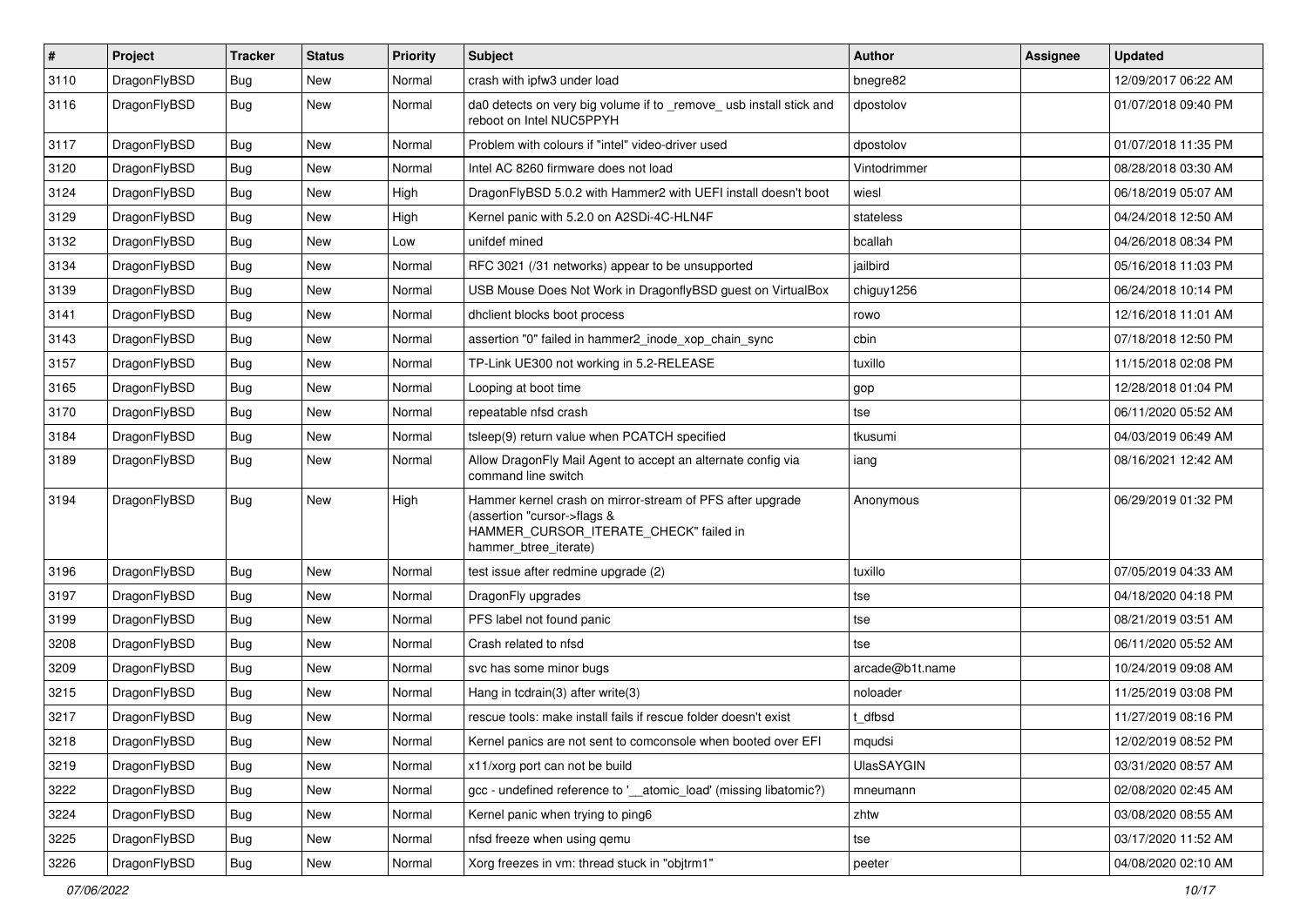| # | Project | Tracker | Status | Priority | Subject | Author | Assignee | Updated |
|---|---|---|---|---|---|---|---|---|
| 3110 | DragonFlyBSD | Bug | New | Normal | crash with ipfw3 under load | bnegre82 | | 12/09/2017 06:22 AM |
| 3116 | DragonFlyBSD | Bug | New | Normal | da0 detects on very big volume if to _remove_ usb install stick and reboot on Intel NUC5PPYH | dpostolov | | 01/07/2018 09:40 PM |
| 3117 | DragonFlyBSD | Bug | New | Normal | Problem with colours if "intel" video-driver used | dpostolov | | 01/07/2018 11:35 PM |
| 3120 | DragonFlyBSD | Bug | New | Normal | Intel AC 8260 firmware does not load | Vintodrimmer | | 08/28/2018 03:30 AM |
| 3124 | DragonFlyBSD | Bug | New | High | DragonFlyBSD 5.0.2 with Hammer2 with UEFI install doesn't boot | wiesl | | 06/18/2019 05:07 AM |
| 3129 | DragonFlyBSD | Bug | New | High | Kernel panic with 5.2.0 on A2SDi-4C-HLN4F | stateless | | 04/24/2018 12:50 AM |
| 3132 | DragonFlyBSD | Bug | New | Low | unifdef mined | bcallah | | 04/26/2018 08:34 PM |
| 3134 | DragonFlyBSD | Bug | New | Normal | RFC 3021 (/31 networks) appear to be unsupported | jailbird | | 05/16/2018 11:03 PM |
| 3139 | DragonFlyBSD | Bug | New | Normal | USB Mouse Does Not Work in DragonflyBSD guest on VirtualBox | chiguy1256 | | 06/24/2018 10:14 PM |
| 3141 | DragonFlyBSD | Bug | New | Normal | dhclient blocks boot process | rowo | | 12/16/2018 11:01 AM |
| 3143 | DragonFlyBSD | Bug | New | Normal | assertion "0" failed in hammer2_inode_xop_chain_sync | cbin | | 07/18/2018 12:50 PM |
| 3157 | DragonFlyBSD | Bug | New | Normal | TP-Link UE300 not working in 5.2-RELEASE | tuxillo | | 11/15/2018 02:08 PM |
| 3165 | DragonFlyBSD | Bug | New | Normal | Looping at boot time | gop | | 12/28/2018 01:04 PM |
| 3170 | DragonFlyBSD | Bug | New | Normal | repeatable nfsd crash | tse | | 06/11/2020 05:52 AM |
| 3184 | DragonFlyBSD | Bug | New | Normal | tsleep(9) return value when PCATCH specified | tkusumi | | 04/03/2019 06:49 AM |
| 3189 | DragonFlyBSD | Bug | New | Normal | Allow DragonFly Mail Agent to accept an alternate config via command line switch | iang | | 08/16/2021 12:42 AM |
| 3194 | DragonFlyBSD | Bug | New | High | Hammer kernel crash on mirror-stream of PFS after upgrade (assertion "cursor->flags & HAMMER_CURSOR_ITERATE_CHECK" failed in hammer_btree_iterate) | Anonymous | | 06/29/2019 01:32 PM |
| 3196 | DragonFlyBSD | Bug | New | Normal | test issue after redmine upgrade (2) | tuxillo | | 07/05/2019 04:33 AM |
| 3197 | DragonFlyBSD | Bug | New | Normal | DragonFly upgrades | tse | | 04/18/2020 04:18 PM |
| 3199 | DragonFlyBSD | Bug | New | Normal | PFS label not found panic | tse | | 08/21/2019 03:51 AM |
| 3208 | DragonFlyBSD | Bug | New | Normal | Crash related to nfsd | tse | | 06/11/2020 05:52 AM |
| 3209 | DragonFlyBSD | Bug | New | Normal | svc has some minor bugs | arcade@b1t.name | | 10/24/2019 09:08 AM |
| 3215 | DragonFlyBSD | Bug | New | Normal | Hang in tcdrain(3) after write(3) | noloader | | 11/25/2019 03:08 PM |
| 3217 | DragonFlyBSD | Bug | New | Normal | rescue tools: make install fails if rescue folder doesn't exist | t_dfbsd | | 11/27/2019 08:16 PM |
| 3218 | DragonFlyBSD | Bug | New | Normal | Kernel panics are not sent to comconsole when booted over EFI | mqudsi | | 12/02/2019 08:52 PM |
| 3219 | DragonFlyBSD | Bug | New | Normal | x11/xorg port can not be build | UlasSAYGIN | | 03/31/2020 08:57 AM |
| 3222 | DragonFlyBSD | Bug | New | Normal | gcc - undefined reference to '__atomic_load' (missing libatomic?) | mneumann | | 02/08/2020 02:45 AM |
| 3224 | DragonFlyBSD | Bug | New | Normal | Kernel panic when trying to ping6 | zhtw | | 03/08/2020 08:55 AM |
| 3225 | DragonFlyBSD | Bug | New | Normal | nfsd freeze when using qemu | tse | | 03/17/2020 11:52 AM |
| 3226 | DragonFlyBSD | Bug | New | Normal | Xorg freezes in vm: thread stuck in "objtrm1" | peeter | | 04/08/2020 02:10 AM |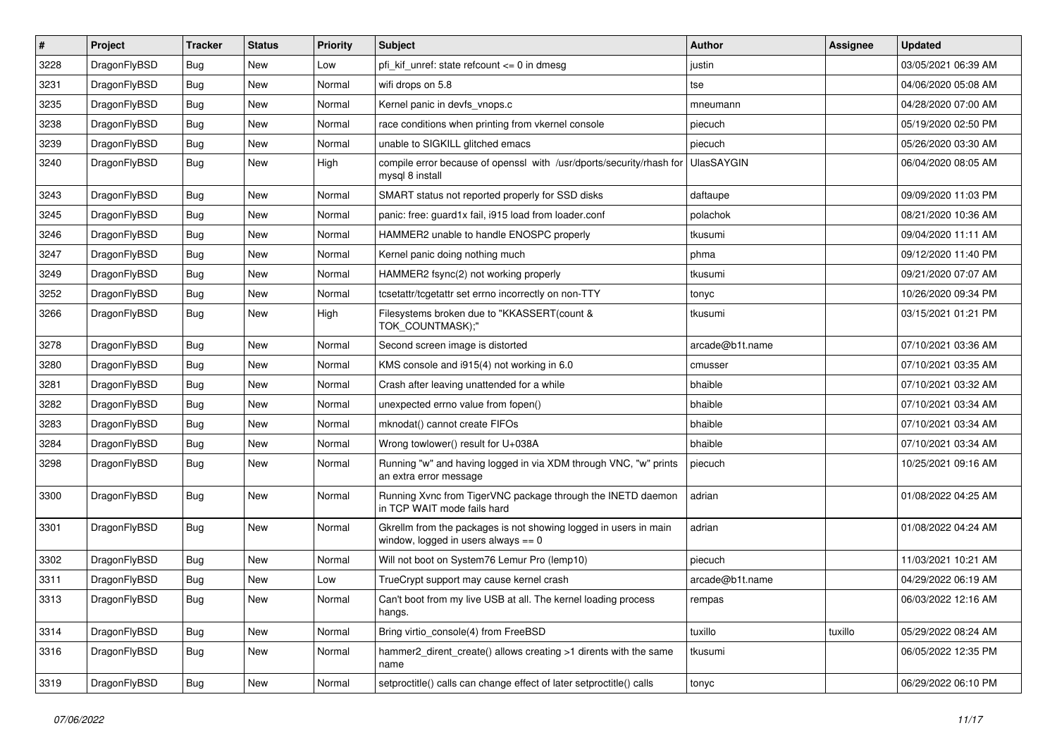| # | Project | Tracker | Status | Priority | Subject | Author | Assignee | Updated |
|---|---|---|---|---|---|---|---|---|
| 3228 | DragonFlyBSD | Bug | New | Low | pfi_kif_unref: state refcount <= 0 in dmesg | justin | | 03/05/2021 06:39 AM |
| 3231 | DragonFlyBSD | Bug | New | Normal | wifi drops on 5.8 | tse | | 04/06/2020 05:08 AM |
| 3235 | DragonFlyBSD | Bug | New | Normal | Kernel panic in devfs_vnops.c | mneumann | | 04/28/2020 07:00 AM |
| 3238 | DragonFlyBSD | Bug | New | Normal | race conditions when printing from vkernel console | piecuch | | 05/19/2020 02:50 PM |
| 3239 | DragonFlyBSD | Bug | New | Normal | unable to SIGKILL glitched emacs | piecuch | | 05/26/2020 03:30 AM |
| 3240 | DragonFlyBSD | Bug | New | High | compile error because of openssl with /usr/dports/security/rhash for mysql 8 install | UlasSAYGIN | | 06/04/2020 08:05 AM |
| 3243 | DragonFlyBSD | Bug | New | Normal | SMART status not reported properly for SSD disks | daftaupe | | 09/09/2020 11:03 PM |
| 3245 | DragonFlyBSD | Bug | New | Normal | panic: free: guard1x fail, i915 load from loader.conf | polachok | | 08/21/2020 10:36 AM |
| 3246 | DragonFlyBSD | Bug | New | Normal | HAMMER2 unable to handle ENOSPC properly | tkusumi | | 09/04/2020 11:11 AM |
| 3247 | DragonFlyBSD | Bug | New | Normal | Kernel panic doing nothing much | phma | | 09/12/2020 11:40 PM |
| 3249 | DragonFlyBSD | Bug | New | Normal | HAMMER2 fsync(2) not working properly | tkusumi | | 09/21/2020 07:07 AM |
| 3252 | DragonFlyBSD | Bug | New | Normal | tcsetattr/tcgetattr set errno incorrectly on non-TTY | tonyc | | 10/26/2020 09:34 PM |
| 3266 | DragonFlyBSD | Bug | New | High | Filesystems broken due to "KKASSERT(count & TOK_COUNTMASK);" | tkusumi | | 03/15/2021 01:21 PM |
| 3278 | DragonFlyBSD | Bug | New | Normal | Second screen image is distorted | arcade@b1t.name | | 07/10/2021 03:36 AM |
| 3280 | DragonFlyBSD | Bug | New | Normal | KMS console and i915(4) not working in 6.0 | cmusser | | 07/10/2021 03:35 AM |
| 3281 | DragonFlyBSD | Bug | New | Normal | Crash after leaving unattended for a while | bhaible | | 07/10/2021 03:32 AM |
| 3282 | DragonFlyBSD | Bug | New | Normal | unexpected errno value from fopen() | bhaible | | 07/10/2021 03:34 AM |
| 3283 | DragonFlyBSD | Bug | New | Normal | mknodat() cannot create FIFOs | bhaible | | 07/10/2021 03:34 AM |
| 3284 | DragonFlyBSD | Bug | New | Normal | Wrong towlower() result for U+038A | bhaible | | 07/10/2021 03:34 AM |
| 3298 | DragonFlyBSD | Bug | New | Normal | Running "w" and having logged in via XDM through VNC, "w" prints an extra error message | piecuch | | 10/25/2021 09:16 AM |
| 3300 | DragonFlyBSD | Bug | New | Normal | Running Xvnc from TigerVNC package through the INETD daemon in TCP WAIT mode fails hard | adrian | | 01/08/2022 04:25 AM |
| 3301 | DragonFlyBSD | Bug | New | Normal | Gkrellm from the packages is not showing logged in users in main window, logged in users always == 0 | adrian | | 01/08/2022 04:24 AM |
| 3302 | DragonFlyBSD | Bug | New | Normal | Will not boot on System76 Lemur Pro (lemp10) | piecuch | | 11/03/2021 10:21 AM |
| 3311 | DragonFlyBSD | Bug | New | Low | TrueCrypt support may cause kernel crash | arcade@b1t.name | | 04/29/2022 06:19 AM |
| 3313 | DragonFlyBSD | Bug | New | Normal | Can't boot from my live USB at all. The kernel loading process hangs. | rempas | | 06/03/2022 12:16 AM |
| 3314 | DragonFlyBSD | Bug | New | Normal | Bring virtio_console(4) from FreeBSD | tuxillo | tuxillo | 05/29/2022 08:24 AM |
| 3316 | DragonFlyBSD | Bug | New | Normal | hammer2_dirent_create() allows creating >1 dirents with the same name | tkusumi | | 06/05/2022 12:35 PM |
| 3319 | DragonFlyBSD | Bug | New | Normal | setproctitle() calls can change effect of later setproctitle() calls | tonyc | | 06/29/2022 06:10 PM |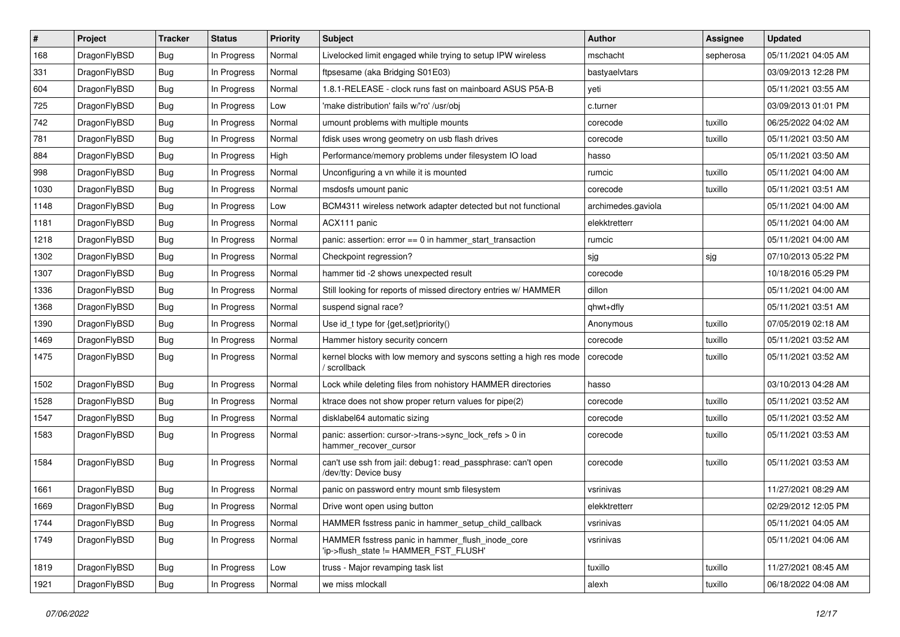| # | Project | Tracker | Status | Priority | Subject | Author | Assignee | Updated |
|---|---|---|---|---|---|---|---|---|
| 168 | DragonFlyBSD | Bug | In Progress | Normal | Livelocked limit engaged while trying to setup IPW wireless | mschacht | sepherosa | 05/11/2021 04:05 AM |
| 331 | DragonFlyBSD | Bug | In Progress | Normal | ftpsesame (aka Bridging S01E03) | bastyaelvtars | | 03/09/2013 12:28 PM |
| 604 | DragonFlyBSD | Bug | In Progress | Normal | 1.8.1-RELEASE - clock runs fast on mainboard ASUS P5A-B | yeti | | 05/11/2021 03:55 AM |
| 725 | DragonFlyBSD | Bug | In Progress | Low | 'make distribution' fails w/'ro' /usr/obj | c.turner | | 03/09/2013 01:01 PM |
| 742 | DragonFlyBSD | Bug | In Progress | Normal | umount problems with multiple mounts | corecode | tuxillo | 06/25/2022 04:02 AM |
| 781 | DragonFlyBSD | Bug | In Progress | Normal | fdisk uses wrong geometry on usb flash drives | corecode | tuxillo | 05/11/2021 03:50 AM |
| 884 | DragonFlyBSD | Bug | In Progress | High | Performance/memory problems under filesystem IO load | hasso | | 05/11/2021 03:50 AM |
| 998 | DragonFlyBSD | Bug | In Progress | Normal | Unconfiguring a vn while it is mounted | rumcic | tuxillo | 05/11/2021 04:00 AM |
| 1030 | DragonFlyBSD | Bug | In Progress | Normal | msdosfs umount panic | corecode | tuxillo | 05/11/2021 03:51 AM |
| 1148 | DragonFlyBSD | Bug | In Progress | Low | BCM4311 wireless network adapter detected but not functional | archimedes.gaviola | | 05/11/2021 04:00 AM |
| 1181 | DragonFlyBSD | Bug | In Progress | Normal | ACX111 panic | elekktretterr | | 05/11/2021 04:00 AM |
| 1218 | DragonFlyBSD | Bug | In Progress | Normal | panic: assertion: error == 0 in hammer_start_transaction | rumcic | | 05/11/2021 04:00 AM |
| 1302 | DragonFlyBSD | Bug | In Progress | Normal | Checkpoint regression? | sjg | sjg | 07/10/2013 05:22 PM |
| 1307 | DragonFlyBSD | Bug | In Progress | Normal | hammer tid -2 shows unexpected result | corecode | | 10/18/2016 05:29 PM |
| 1336 | DragonFlyBSD | Bug | In Progress | Normal | Still looking for reports of missed directory entries w/ HAMMER | dillon | | 05/11/2021 04:00 AM |
| 1368 | DragonFlyBSD | Bug | In Progress | Normal | suspend signal race? | qhwt+dfly | | 05/11/2021 03:51 AM |
| 1390 | DragonFlyBSD | Bug | In Progress | Normal | Use id_t type for {get,set}priority() | Anonymous | tuxillo | 07/05/2019 02:18 AM |
| 1469 | DragonFlyBSD | Bug | In Progress | Normal | Hammer history security concern | corecode | tuxillo | 05/11/2021 03:52 AM |
| 1475 | DragonFlyBSD | Bug | In Progress | Normal | kernel blocks with low memory and syscons setting a high res mode / scrollback | corecode | tuxillo | 05/11/2021 03:52 AM |
| 1502 | DragonFlyBSD | Bug | In Progress | Normal | Lock while deleting files from nohistory HAMMER directories | hasso | | 03/10/2013 04:28 AM |
| 1528 | DragonFlyBSD | Bug | In Progress | Normal | ktrace does not show proper return values for pipe(2) | corecode | tuxillo | 05/11/2021 03:52 AM |
| 1547 | DragonFlyBSD | Bug | In Progress | Normal | disklabel64 automatic sizing | corecode | tuxillo | 05/11/2021 03:52 AM |
| 1583 | DragonFlyBSD | Bug | In Progress | Normal | panic: assertion: cursor->trans->sync_lock_refs > 0 in hammer_recover_cursor | corecode | tuxillo | 05/11/2021 03:53 AM |
| 1584 | DragonFlyBSD | Bug | In Progress | Normal | can't use ssh from jail: debug1: read_passphrase: can't open /dev/tty: Device busy | corecode | tuxillo | 05/11/2021 03:53 AM |
| 1661 | DragonFlyBSD | Bug | In Progress | Normal | panic on password entry mount smb filesystem | vsrinivas | | 11/27/2021 08:29 AM |
| 1669 | DragonFlyBSD | Bug | In Progress | Normal | Drive wont open using button | elekktretterr | | 02/29/2012 12:05 PM |
| 1744 | DragonFlyBSD | Bug | In Progress | Normal | HAMMER fsstress panic in hammer_setup_child_callback | vsrinivas | | 05/11/2021 04:05 AM |
| 1749 | DragonFlyBSD | Bug | In Progress | Normal | HAMMER fsstress panic in hammer_flush_inode_core 'ip->flush_state != HAMMER_FST_FLUSH' | vsrinivas | | 05/11/2021 04:06 AM |
| 1819 | DragonFlyBSD | Bug | In Progress | Low | truss - Major revamping task list | tuxillo | tuxillo | 11/27/2021 08:45 AM |
| 1921 | DragonFlyBSD | Bug | In Progress | Normal | we miss mlockall | alexh | tuxillo | 06/18/2022 04:08 AM |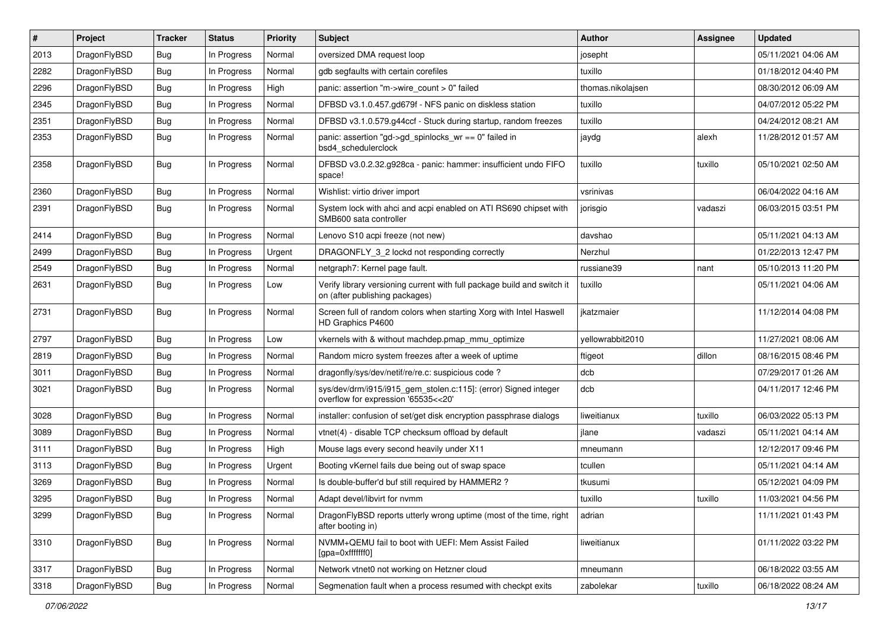| # | Project | Tracker | Status | Priority | Subject | Author | Assignee | Updated |
|---|---|---|---|---|---|---|---|---|
| 2013 | DragonFlyBSD | Bug | In Progress | Normal | oversized DMA request loop | josepht | | 05/11/2021 04:06 AM |
| 2282 | DragonFlyBSD | Bug | In Progress | Normal | gdb segfaults with certain corefiles | tuxillo | | 01/18/2012 04:40 PM |
| 2296 | DragonFlyBSD | Bug | In Progress | High | panic: assertion "m->wire_count > 0" failed | thomas.nikolajsen | | 08/30/2012 06:09 AM |
| 2345 | DragonFlyBSD | Bug | In Progress | Normal | DFBSD v3.1.0.457.gd679f - NFS panic on diskless station | tuxillo | | 04/07/2012 05:22 PM |
| 2351 | DragonFlyBSD | Bug | In Progress | Normal | DFBSD v3.1.0.579.g44ccf - Stuck during startup, random freezes | tuxillo | | 04/24/2012 08:21 AM |
| 2353 | DragonFlyBSD | Bug | In Progress | Normal | panic: assertion "gd->gd_spinlocks_wr == 0" failed in bsd4_schedulerclock | jaydg | alexh | 11/28/2012 01:57 AM |
| 2358 | DragonFlyBSD | Bug | In Progress | Normal | DFBSD v3.0.2.32.g928ca - panic: hammer: insufficient undo FIFO space! | tuxillo | tuxillo | 05/10/2021 02:50 AM |
| 2360 | DragonFlyBSD | Bug | In Progress | Normal | Wishlist: virtio driver import | vsrinivas | | 06/04/2022 04:16 AM |
| 2391 | DragonFlyBSD | Bug | In Progress | Normal | System lock with ahci and acpi enabled on ATI RS690 chipset with SMB600 sata controller | jorisgio | vadaszi | 06/03/2015 03:51 PM |
| 2414 | DragonFlyBSD | Bug | In Progress | Normal | Lenovo S10 acpi freeze (not new) | davshao | | 05/11/2021 04:13 AM |
| 2499 | DragonFlyBSD | Bug | In Progress | Urgent | DRAGONFLY_3_2 lockd not responding correctly | Nerzhul | | 01/22/2013 12:47 PM |
| 2549 | DragonFlyBSD | Bug | In Progress | Normal | netgraph7: Kernel page fault. | russiane39 | nant | 05/10/2013 11:20 PM |
| 2631 | DragonFlyBSD | Bug | In Progress | Low | Verify library versioning current with full package build and switch it on (after publishing packages) | tuxillo | | 05/11/2021 04:06 AM |
| 2731 | DragonFlyBSD | Bug | In Progress | Normal | Screen full of random colors when starting Xorg with Intel Haswell HD Graphics P4600 | jkatzmaier | | 11/12/2014 04:08 PM |
| 2797 | DragonFlyBSD | Bug | In Progress | Low | vkernels with & without machdep.pmap_mmu_optimize | yellowrabbit2010 | | 11/27/2021 08:06 AM |
| 2819 | DragonFlyBSD | Bug | In Progress | Normal | Random micro system freezes after a week of uptime | ftigeot | dillon | 08/16/2015 08:46 PM |
| 3011 | DragonFlyBSD | Bug | In Progress | Normal | dragonfly/sys/dev/netif/re/re.c: suspicious code ? | dcb | | 07/29/2017 01:26 AM |
| 3021 | DragonFlyBSD | Bug | In Progress | Normal | sys/dev/drm/i915/i915_gem_stolen.c:115]: (error) Signed integer overflow for expression '65535<<20' | dcb | | 04/11/2017 12:46 PM |
| 3028 | DragonFlyBSD | Bug | In Progress | Normal | installer: confusion of set/get disk encryption passphrase dialogs | liweitianux | tuxillo | 06/03/2022 05:13 PM |
| 3089 | DragonFlyBSD | Bug | In Progress | Normal | vtnet(4) - disable TCP checksum offload by default | jlane | vadaszi | 05/11/2021 04:14 AM |
| 3111 | DragonFlyBSD | Bug | In Progress | High | Mouse lags every second heavily under X11 | mneumann | | 12/12/2017 09:46 PM |
| 3113 | DragonFlyBSD | Bug | In Progress | Urgent | Booting vKernel fails due being out of swap space | tcullen | | 05/11/2021 04:14 AM |
| 3269 | DragonFlyBSD | Bug | In Progress | Normal | Is double-buffer'd buf still required by HAMMER2 ? | tkusumi | | 05/12/2021 04:09 PM |
| 3295 | DragonFlyBSD | Bug | In Progress | Normal | Adapt devel/libvirt for nvmm | tuxillo | tuxillo | 11/03/2021 04:56 PM |
| 3299 | DragonFlyBSD | Bug | In Progress | Normal | DragonFlyBSD reports utterly wrong uptime (most of the time, right after booting in) | adrian | | 11/11/2021 01:43 PM |
| 3310 | DragonFlyBSD | Bug | In Progress | Normal | NVMM+QEMU fail to boot with UEFI: Mem Assist Failed [gpa=0xfffffff0] | liweitianux | | 01/11/2022 03:22 PM |
| 3317 | DragonFlyBSD | Bug | In Progress | Normal | Network vtnet0 not working on Hetzner cloud | mneumann | | 06/18/2022 03:55 AM |
| 3318 | DragonFlyBSD | Bug | In Progress | Normal | Segmenation fault when a process resumed with checkpt exits | zabolekar | tuxillo | 06/18/2022 08:24 AM |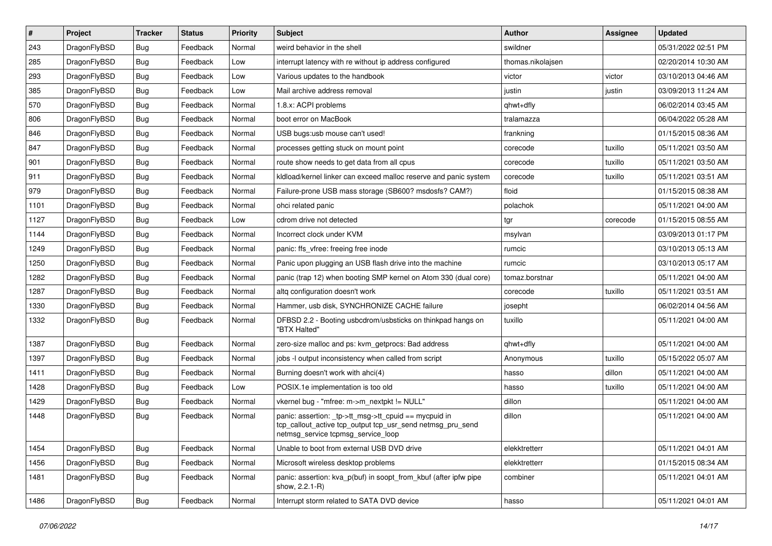| # | Project | Tracker | Status | Priority | Subject | Author | Assignee | Updated |
|---|---|---|---|---|---|---|---|---|
| 243 | DragonFlyBSD | Bug | Feedback | Normal | weird behavior in the shell | swildner | | 05/31/2022 02:51 PM |
| 285 | DragonFlyBSD | Bug | Feedback | Low | interrupt latency with re without ip address configured | thomas.nikolajsen | | 02/20/2014 10:30 AM |
| 293 | DragonFlyBSD | Bug | Feedback | Low | Various updates to the handbook | victor | victor | 03/10/2013 04:46 AM |
| 385 | DragonFlyBSD | Bug | Feedback | Low | Mail archive address removal | justin | justin | 03/09/2013 11:24 AM |
| 570 | DragonFlyBSD | Bug | Feedback | Normal | 1.8.x: ACPI problems | qhwt+dfly | | 06/02/2014 03:45 AM |
| 806 | DragonFlyBSD | Bug | Feedback | Normal | boot error on MacBook | tralamazza | | 06/04/2022 05:28 AM |
| 846 | DragonFlyBSD | Bug | Feedback | Normal | USB bugs:usb mouse can't used! | frankning | | 01/15/2015 08:36 AM |
| 847 | DragonFlyBSD | Bug | Feedback | Normal | processes getting stuck on mount point | corecode | tuxillo | 05/11/2021 03:50 AM |
| 901 | DragonFlyBSD | Bug | Feedback | Normal | route show needs to get data from all cpus | corecode | tuxillo | 05/11/2021 03:50 AM |
| 911 | DragonFlyBSD | Bug | Feedback | Normal | kldload/kernel linker can exceed malloc reserve and panic system | corecode | tuxillo | 05/11/2021 03:51 AM |
| 979 | DragonFlyBSD | Bug | Feedback | Normal | Failure-prone USB mass storage (SB600? msdosfs? CAM?) | floid | | 01/15/2015 08:38 AM |
| 1101 | DragonFlyBSD | Bug | Feedback | Normal | ohci related panic | polachok | | 05/11/2021 04:00 AM |
| 1127 | DragonFlyBSD | Bug | Feedback | Low | cdrom drive not detected | tgr | corecode | 01/15/2015 08:55 AM |
| 1144 | DragonFlyBSD | Bug | Feedback | Normal | Incorrect clock under KVM | msylvan | | 03/09/2013 01:17 PM |
| 1249 | DragonFlyBSD | Bug | Feedback | Normal | panic: ffs_vfree: freeing free inode | rumcic | | 03/10/2013 05:13 AM |
| 1250 | DragonFlyBSD | Bug | Feedback | Normal | Panic upon plugging an USB flash drive into the machine | rumcic | | 03/10/2013 05:17 AM |
| 1282 | DragonFlyBSD | Bug | Feedback | Normal | panic (trap 12) when booting SMP kernel on Atom 330 (dual core) | tomaz.borstnar | | 05/11/2021 04:00 AM |
| 1287 | DragonFlyBSD | Bug | Feedback | Normal | altq configuration doesn't work | corecode | tuxillo | 05/11/2021 03:51 AM |
| 1330 | DragonFlyBSD | Bug | Feedback | Normal | Hammer, usb disk, SYNCHRONIZE CACHE failure | josepht | | 06/02/2014 04:56 AM |
| 1332 | DragonFlyBSD | Bug | Feedback | Normal | DFBSD 2.2 - Booting usbcdrom/usbsticks on thinkpad hangs on "BTX Halted" | tuxillo | | 05/11/2021 04:00 AM |
| 1387 | DragonFlyBSD | Bug | Feedback | Normal | zero-size malloc and ps: kvm_getprocs: Bad address | qhwt+dfly | | 05/11/2021 04:00 AM |
| 1397 | DragonFlyBSD | Bug | Feedback | Normal | jobs -l output inconsistency when called from script | Anonymous | tuxillo | 05/15/2022 05:07 AM |
| 1411 | DragonFlyBSD | Bug | Feedback | Normal | Burning doesn't work with ahci(4) | hasso | dillon | 05/11/2021 04:00 AM |
| 1428 | DragonFlyBSD | Bug | Feedback | Low | POSIX.1e implementation is too old | hasso | tuxillo | 05/11/2021 04:00 AM |
| 1429 | DragonFlyBSD | Bug | Feedback | Normal | vkernel bug - "mfree: m->m_nextpkt != NULL" | dillon | | 05/11/2021 04:00 AM |
| 1448 | DragonFlyBSD | Bug | Feedback | Normal | panic: assertion: _tp->tt_msg->tt_cpuid == mycpuid in tcp_callout_active tcp_output tcp_usr_send netmsg_pru_send netmsg_service tcpmsg_service_loop | dillon | | 05/11/2021 04:00 AM |
| 1454 | DragonFlyBSD | Bug | Feedback | Normal | Unable to boot from external USB DVD drive | elekktretterr | | 05/11/2021 04:01 AM |
| 1456 | DragonFlyBSD | Bug | Feedback | Normal | Microsoft wireless desktop problems | elekktretterr | | 01/15/2015 08:34 AM |
| 1481 | DragonFlyBSD | Bug | Feedback | Normal | panic: assertion: kva_p(buf) in soopt_from_kbuf (after ipfw pipe show, 2.2.1-R) | combiner | | 05/11/2021 04:01 AM |
| 1486 | DragonFlyBSD | Bug | Feedback | Normal | Interrupt storm related to SATA DVD device | hasso | | 05/11/2021 04:01 AM |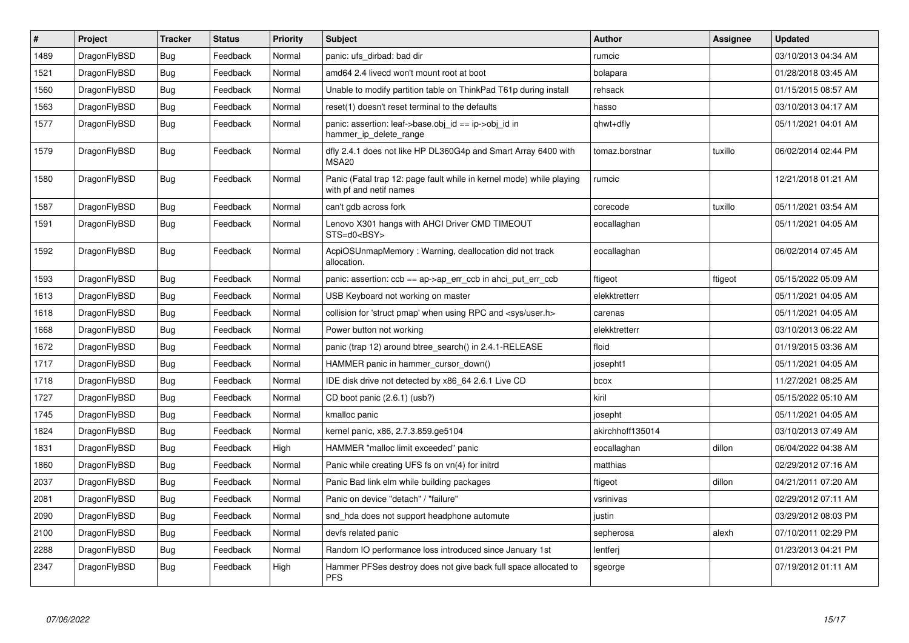| # | Project | Tracker | Status | Priority | Subject | Author | Assignee | Updated |
|---|---|---|---|---|---|---|---|---|
| 1489 | DragonFlyBSD | Bug | Feedback | Normal | panic: ufs_dirbad: bad dir | rumcic | | 03/10/2013 04:34 AM |
| 1521 | DragonFlyBSD | Bug | Feedback | Normal | amd64 2.4 livecd won't mount root at boot | bolapara | | 01/28/2018 03:45 AM |
| 1560 | DragonFlyBSD | Bug | Feedback | Normal | Unable to modify partition table on ThinkPad T61p during install | rehsack | | 01/15/2015 08:57 AM |
| 1563 | DragonFlyBSD | Bug | Feedback | Normal | reset(1) doesn't reset terminal to the defaults | hasso | | 03/10/2013 04:17 AM |
| 1577 | DragonFlyBSD | Bug | Feedback | Normal | panic: assertion: leaf->base.obj_id == ip->obj_id in hammer_ip_delete_range | qhwt+dfly | | 05/11/2021 04:01 AM |
| 1579 | DragonFlyBSD | Bug | Feedback | Normal | dfly 2.4.1 does not like HP DL360G4p and Smart Array 6400 with MSA20 | tomaz.borstnar | tuxillo | 06/02/2014 02:44 PM |
| 1580 | DragonFlyBSD | Bug | Feedback | Normal | Panic (Fatal trap 12: page fault while in kernel mode) while playing with pf and netif names | rumcic | | 12/21/2018 01:21 AM |
| 1587 | DragonFlyBSD | Bug | Feedback | Normal | can't gdb across fork | corecode | tuxillo | 05/11/2021 03:54 AM |
| 1591 | DragonFlyBSD | Bug | Feedback | Normal | Lenovo X301 hangs with AHCI Driver CMD TIMEOUT STS=d0<BSY> | eocallaghan | | 05/11/2021 04:05 AM |
| 1592 | DragonFlyBSD | Bug | Feedback | Normal | AcpiOSUnmapMemory : Warning, deallocation did not track allocation. | eocallaghan | | 06/02/2014 07:45 AM |
| 1593 | DragonFlyBSD | Bug | Feedback | Normal | panic: assertion: ccb == ap->ap_err_ccb in ahci_put_err_ccb | ftigeot | ftigeot | 05/15/2022 05:09 AM |
| 1613 | DragonFlyBSD | Bug | Feedback | Normal | USB Keyboard not working on master | elekktretterr | | 05/11/2021 04:05 AM |
| 1618 | DragonFlyBSD | Bug | Feedback | Normal | collision for 'struct pmap' when using RPC and <sys/user.h> | carenas | | 05/11/2021 04:05 AM |
| 1668 | DragonFlyBSD | Bug | Feedback | Normal | Power button not working | elekktretterr | | 03/10/2013 06:22 AM |
| 1672 | DragonFlyBSD | Bug | Feedback | Normal | panic (trap 12) around btree_search() in 2.4.1-RELEASE | floid | | 01/19/2015 03:36 AM |
| 1717 | DragonFlyBSD | Bug | Feedback | Normal | HAMMER panic in hammer_cursor_down() | josepht1 | | 05/11/2021 04:05 AM |
| 1718 | DragonFlyBSD | Bug | Feedback | Normal | IDE disk drive not detected by x86_64 2.6.1 Live CD | bcox | | 11/27/2021 08:25 AM |
| 1727 | DragonFlyBSD | Bug | Feedback | Normal | CD boot panic (2.6.1) (usb?) | kiril | | 05/15/2022 05:10 AM |
| 1745 | DragonFlyBSD | Bug | Feedback | Normal | kmalloc panic | josepht | | 05/11/2021 04:05 AM |
| 1824 | DragonFlyBSD | Bug | Feedback | Normal | kernel panic, x86, 2.7.3.859.ge5104 | akirchhoff135014 | | 03/10/2013 07:49 AM |
| 1831 | DragonFlyBSD | Bug | Feedback | High | HAMMER "malloc limit exceeded" panic | eocallaghan | dillon | 06/04/2022 04:38 AM |
| 1860 | DragonFlyBSD | Bug | Feedback | Normal | Panic while creating UFS fs on vn(4) for initrd | matthias | | 02/29/2012 07:16 AM |
| 2037 | DragonFlyBSD | Bug | Feedback | Normal | Panic Bad link elm while building packages | ftigeot | dillon | 04/21/2011 07:20 AM |
| 2081 | DragonFlyBSD | Bug | Feedback | Normal | Panic on device "detach" / "failure" | vsrinivas | | 02/29/2012 07:11 AM |
| 2090 | DragonFlyBSD | Bug | Feedback | Normal | snd_hda does not support headphone automute | justin | | 03/29/2012 08:03 PM |
| 2100 | DragonFlyBSD | Bug | Feedback | Normal | devfs related panic | sepherosa | alexh | 07/10/2011 02:29 PM |
| 2288 | DragonFlyBSD | Bug | Feedback | Normal | Random IO performance loss introduced since January 1st | lentferj | | 01/23/2013 04:21 PM |
| 2347 | DragonFlyBSD | Bug | Feedback | High | Hammer PFSes destroy does not give back full space allocated to PFS | sgeorge | | 07/19/2012 01:11 AM |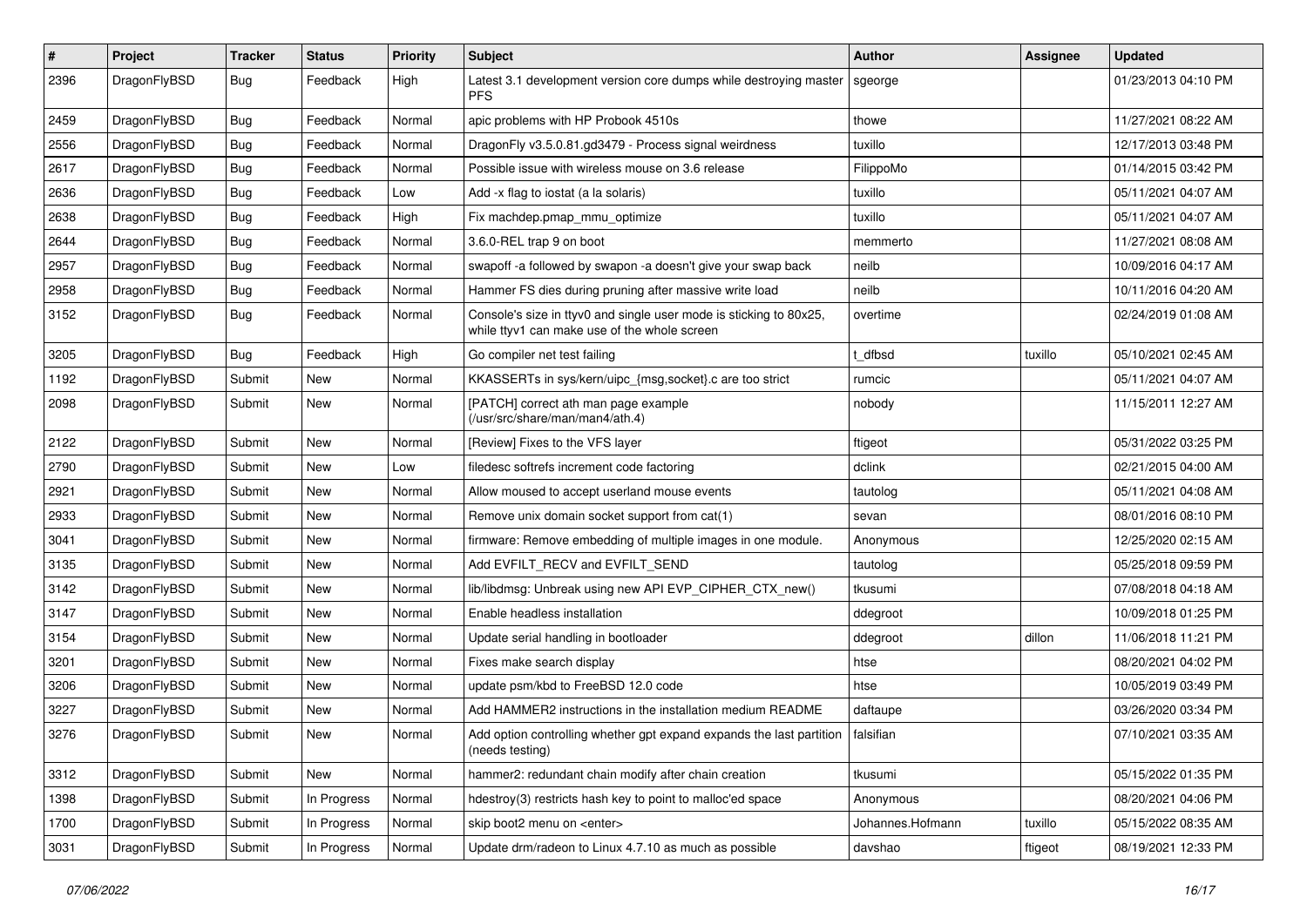| # | Project | Tracker | Status | Priority | Subject | Author | Assignee | Updated |
|---|---|---|---|---|---|---|---|---|
| 2396 | DragonFlyBSD | Bug | Feedback | High | Latest 3.1 development version core dumps while destroying master PFS | sgeorge | | 01/23/2013 04:10 PM |
| 2459 | DragonFlyBSD | Bug | Feedback | Normal | apic problems with HP Probook 4510s | thowe | | 11/27/2021 08:22 AM |
| 2556 | DragonFlyBSD | Bug | Feedback | Normal | DragonFly v3.5.0.81.gd3479 - Process signal weirdness | tuxillo | | 12/17/2013 03:48 PM |
| 2617 | DragonFlyBSD | Bug | Feedback | Normal | Possible issue with wireless mouse on 3.6 release | FilippoMo | | 01/14/2015 03:42 PM |
| 2636 | DragonFlyBSD | Bug | Feedback | Low | Add -x flag to iostat (a la solaris) | tuxillo | | 05/11/2021 04:07 AM |
| 2638 | DragonFlyBSD | Bug | Feedback | High | Fix machdep.pmap_mmu_optimize | tuxillo | | 05/11/2021 04:07 AM |
| 2644 | DragonFlyBSD | Bug | Feedback | Normal | 3.6.0-REL trap 9 on boot | memmerto | | 11/27/2021 08:08 AM |
| 2957 | DragonFlyBSD | Bug | Feedback | Normal | swapoff -a followed by swapon -a doesn't give your swap back | neilb | | 10/09/2016 04:17 AM |
| 2958 | DragonFlyBSD | Bug | Feedback | Normal | Hammer FS dies during pruning after massive write load | neilb | | 10/11/2016 04:20 AM |
| 3152 | DragonFlyBSD | Bug | Feedback | Normal | Console's size in ttyv0 and single user mode is sticking to 80x25, while ttyv1 can make use of the whole screen | overtime | | 02/24/2019 01:08 AM |
| 3205 | DragonFlyBSD | Bug | Feedback | High | Go compiler net test failing | t_dfbsd | tuxillo | 05/10/2021 02:45 AM |
| 1192 | DragonFlyBSD | Submit | New | Normal | KKASSERTs in sys/kern/uipc_{msg,socket}.c are too strict | rumcic | | 05/11/2021 04:07 AM |
| 2098 | DragonFlyBSD | Submit | New | Normal | [PATCH] correct ath man page example (/usr/src/share/man/man4/ath.4) | nobody | | 11/15/2011 12:27 AM |
| 2122 | DragonFlyBSD | Submit | New | Normal | [Review] Fixes to the VFS layer | ftigeot | | 05/31/2022 03:25 PM |
| 2790 | DragonFlyBSD | Submit | New | Low | filedesc softrefs increment code factoring | dclink | | 02/21/2015 04:00 AM |
| 2921 | DragonFlyBSD | Submit | New | Normal | Allow moused to accept userland mouse events | tautolog | | 05/11/2021 04:08 AM |
| 2933 | DragonFlyBSD | Submit | New | Normal | Remove unix domain socket support from cat(1) | sevan | | 08/01/2016 08:10 PM |
| 3041 | DragonFlyBSD | Submit | New | Normal | firmware: Remove embedding of multiple images in one module. | Anonymous | | 12/25/2020 02:15 AM |
| 3135 | DragonFlyBSD | Submit | New | Normal | Add EVFILT_RECV and EVFILT_SEND | tautolog | | 05/25/2018 09:59 PM |
| 3142 | DragonFlyBSD | Submit | New | Normal | lib/libdmsg: Unbreak using new API EVP_CIPHER_CTX_new() | tkusumi | | 07/08/2018 04:18 AM |
| 3147 | DragonFlyBSD | Submit | New | Normal | Enable headless installation | ddegroot | | 10/09/2018 01:25 PM |
| 3154 | DragonFlyBSD | Submit | New | Normal | Update serial handling in bootloader | ddegroot | dillon | 11/06/2018 11:21 PM |
| 3201 | DragonFlyBSD | Submit | New | Normal | Fixes make search display | htse | | 08/20/2021 04:02 PM |
| 3206 | DragonFlyBSD | Submit | New | Normal | update psm/kbd to FreeBSD 12.0 code | htse | | 10/05/2019 03:49 PM |
| 3227 | DragonFlyBSD | Submit | New | Normal | Add HAMMER2 instructions in the installation medium README | daftaupe | | 03/26/2020 03:34 PM |
| 3276 | DragonFlyBSD | Submit | New | Normal | Add option controlling whether gpt expand expands the last partition (needs testing) | falsifian | | 07/10/2021 03:35 AM |
| 3312 | DragonFlyBSD | Submit | New | Normal | hammer2: redundant chain modify after chain creation | tkusumi | | 05/15/2022 01:35 PM |
| 1398 | DragonFlyBSD | Submit | In Progress | Normal | hdestroy(3) restricts hash key to point to malloc'ed space | Anonymous | | 08/20/2021 04:06 PM |
| 1700 | DragonFlyBSD | Submit | In Progress | Normal | skip boot2 menu on <enter> | Johannes.Hofmann | tuxillo | 05/15/2022 08:35 AM |
| 3031 | DragonFlyBSD | Submit | In Progress | Normal | Update drm/radeon to Linux 4.7.10 as much as possible | davshao | ftigeot | 08/19/2021 12:33 PM |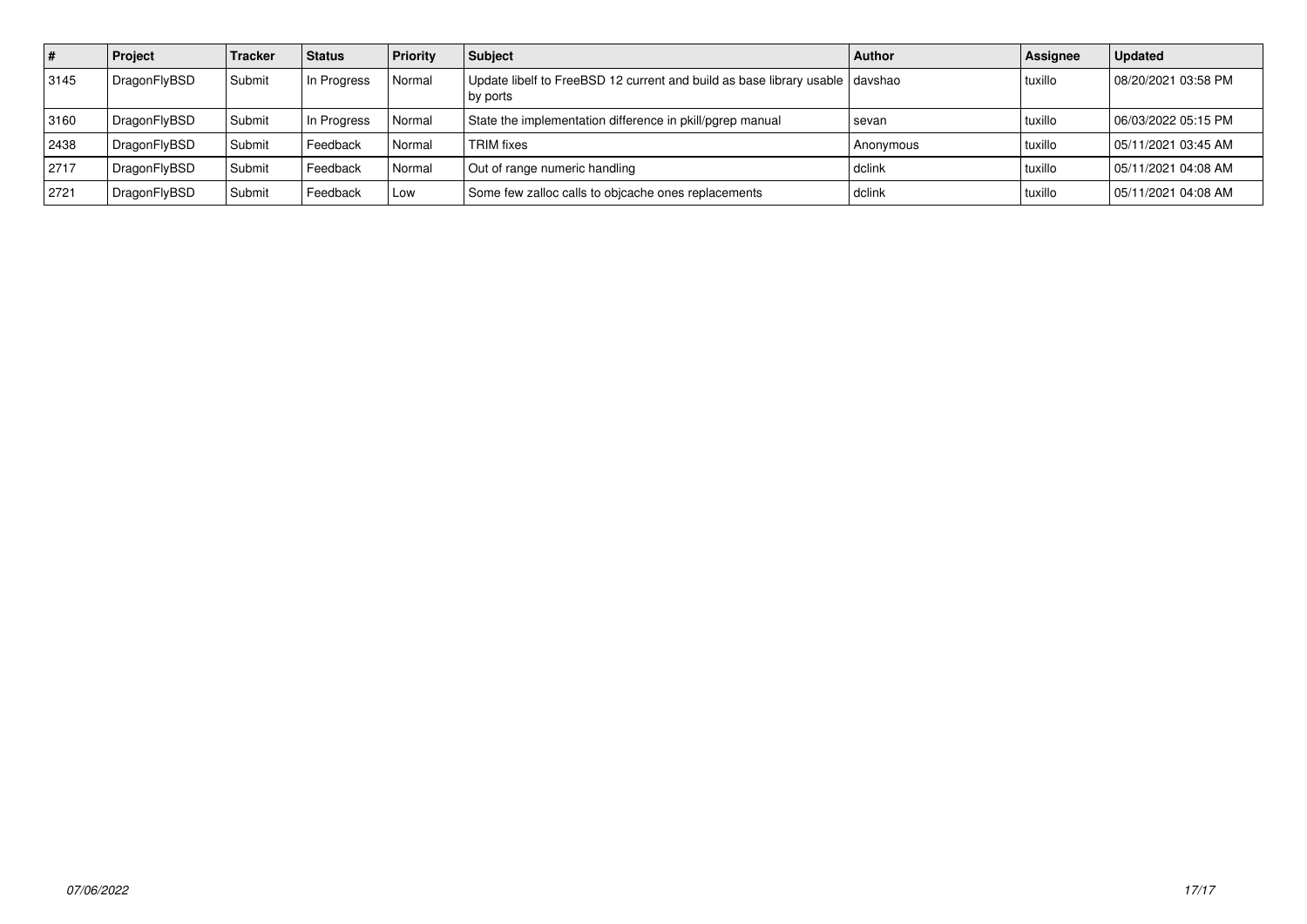| # | Project | Tracker | Status | Priority | Subject | Author | Assignee | Updated |
|---|---|---|---|---|---|---|---|---|
| 3145 | DragonFlyBSD | Submit | In Progress | Normal | Update libelf to FreeBSD 12 current and build as base library usable by ports | davshao | tuxillo | 08/20/2021 03:58 PM |
| 3160 | DragonFlyBSD | Submit | In Progress | Normal | State the implementation difference in pkill/pgrep manual | sevan | tuxillo | 06/03/2022 05:15 PM |
| 2438 | DragonFlyBSD | Submit | Feedback | Normal | TRIM fixes | Anonymous | tuxillo | 05/11/2021 03:45 AM |
| 2717 | DragonFlyBSD | Submit | Feedback | Normal | Out of range numeric handling | dclink | tuxillo | 05/11/2021 04:08 AM |
| 2721 | DragonFlyBSD | Submit | Feedback | Low | Some few zalloc calls to objcache ones replacements | dclink | tuxillo | 05/11/2021 04:08 AM |

*07/06/2022*